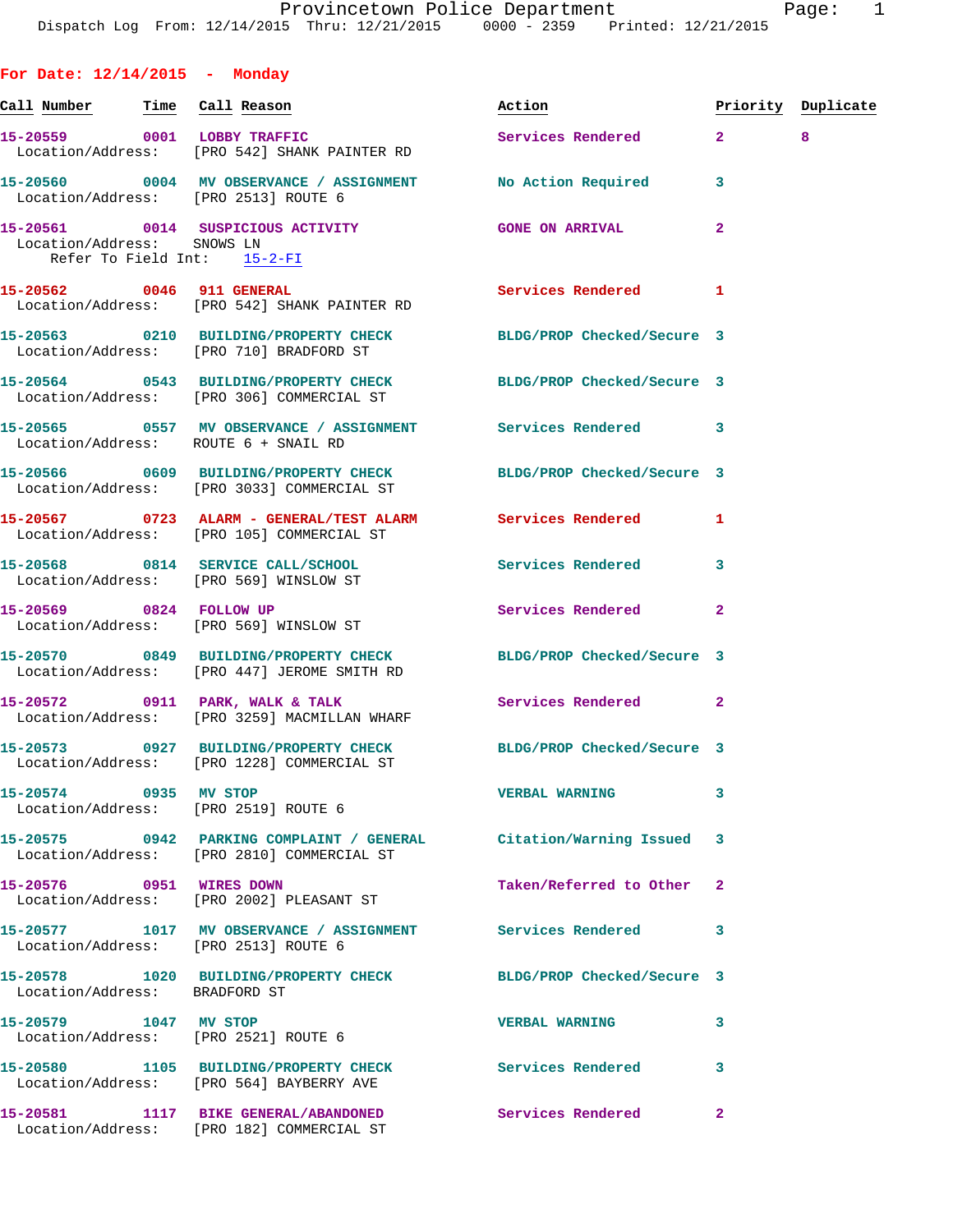Provincetown Police Department
Dispatch Log From: 12/14/2015 Thru: 12/21/2015 0000 - 2359 Printed: 12/21/2015

## For Date: 12/14/2015 - Monday

| Call Number | Time | Call Reason | Action | Priority | Duplicate |
|---|---|---|---|---|---|
| 15-20559 | 0001 | LOBBY TRAFFIC | Services Rendered | 2 | 8 |
| Location/Address: | | [PRO 542] SHANK PAINTER RD | | | |
| 15-20560 | 0004 | MV OBSERVANCE / ASSIGNMENT | No Action Required | 3 | |
| Location/Address: | | [PRO 2513] ROUTE 6 | | | |
| 15-20561 | 0014 | SUSPICIOUS ACTIVITY | GONE ON ARRIVAL | 2 | |
| Location/Address: | | SNOWS LN | | | |
| Refer To Field Int: | | 15-2-FI | | | |
| 15-20562 | 0046 | 911 GENERAL | Services Rendered | 1 | |
| Location/Address: | | [PRO 542] SHANK PAINTER RD | | | |
| 15-20563 | 0210 | BUILDING/PROPERTY CHECK | BLDG/PROP Checked/Secure | 3 | |
| Location/Address: | | [PRO 710] BRADFORD ST | | | |
| 15-20564 | 0543 | BUILDING/PROPERTY CHECK | BLDG/PROP Checked/Secure | 3 | |
| Location/Address: | | [PRO 306] COMMERCIAL ST | | | |
| 15-20565 | 0557 | MV OBSERVANCE / ASSIGNMENT | Services Rendered | 3 | |
| Location/Address: | | ROUTE 6 + SNAIL RD | | | |
| 15-20566 | 0609 | BUILDING/PROPERTY CHECK | BLDG/PROP Checked/Secure | 3 | |
| Location/Address: | | [PRO 3033] COMMERCIAL ST | | | |
| 15-20567 | 0723 | ALARM - GENERAL/TEST ALARM | Services Rendered | 1 | |
| Location/Address: | | [PRO 105] COMMERCIAL ST | | | |
| 15-20568 | 0814 | SERVICE CALL/SCHOOL | Services Rendered | 3 | |
| Location/Address: | | [PRO 569] WINSLOW ST | | | |
| 15-20569 | 0824 | FOLLOW UP | Services Rendered | 2 | |
| Location/Address: | | [PRO 569] WINSLOW ST | | | |
| 15-20570 | 0849 | BUILDING/PROPERTY CHECK | BLDG/PROP Checked/Secure | 3 | |
| Location/Address: | | [PRO 447] JEROME SMITH RD | | | |
| 15-20572 | 0911 | PARK, WALK & TALK | Services Rendered | 2 | |
| Location/Address: | | [PRO 3259] MACMILLAN WHARF | | | |
| 15-20573 | 0927 | BUILDING/PROPERTY CHECK | BLDG/PROP Checked/Secure | 3 | |
| Location/Address: | | [PRO 1228] COMMERCIAL ST | | | |
| 15-20574 | 0935 | MV STOP | VERBAL WARNING | 3 | |
| Location/Address: | | [PRO 2519] ROUTE 6 | | | |
| 15-20575 | 0942 | PARKING COMPLAINT / GENERAL | Citation/Warning Issued | 3 | |
| Location/Address: | | [PRO 2810] COMMERCIAL ST | | | |
| 15-20576 | 0951 | WIRES DOWN | Taken/Referred to Other | 2 | |
| Location/Address: | | [PRO 2002] PLEASANT ST | | | |
| 15-20577 | 1017 | MV OBSERVANCE / ASSIGNMENT | Services Rendered | 3 | |
| Location/Address: | | [PRO 2513] ROUTE 6 | | | |
| 15-20578 | 1020 | BUILDING/PROPERTY CHECK | BLDG/PROP Checked/Secure | 3 | |
| Location/Address: | | BRADFORD ST | | | |
| 15-20579 | 1047 | MV STOP | VERBAL WARNING | 3 | |
| Location/Address: | | [PRO 2521] ROUTE 6 | | | |
| 15-20580 | 1105 | BUILDING/PROPERTY CHECK | Services Rendered | 3 | |
| Location/Address: | | [PRO 564] BAYBERRY AVE | | | |
| 15-20581 | 1117 | BIKE GENERAL/ABANDONED | Services Rendered | 2 | |
| Location/Address: | | [PRO 182] COMMERCIAL ST | | | |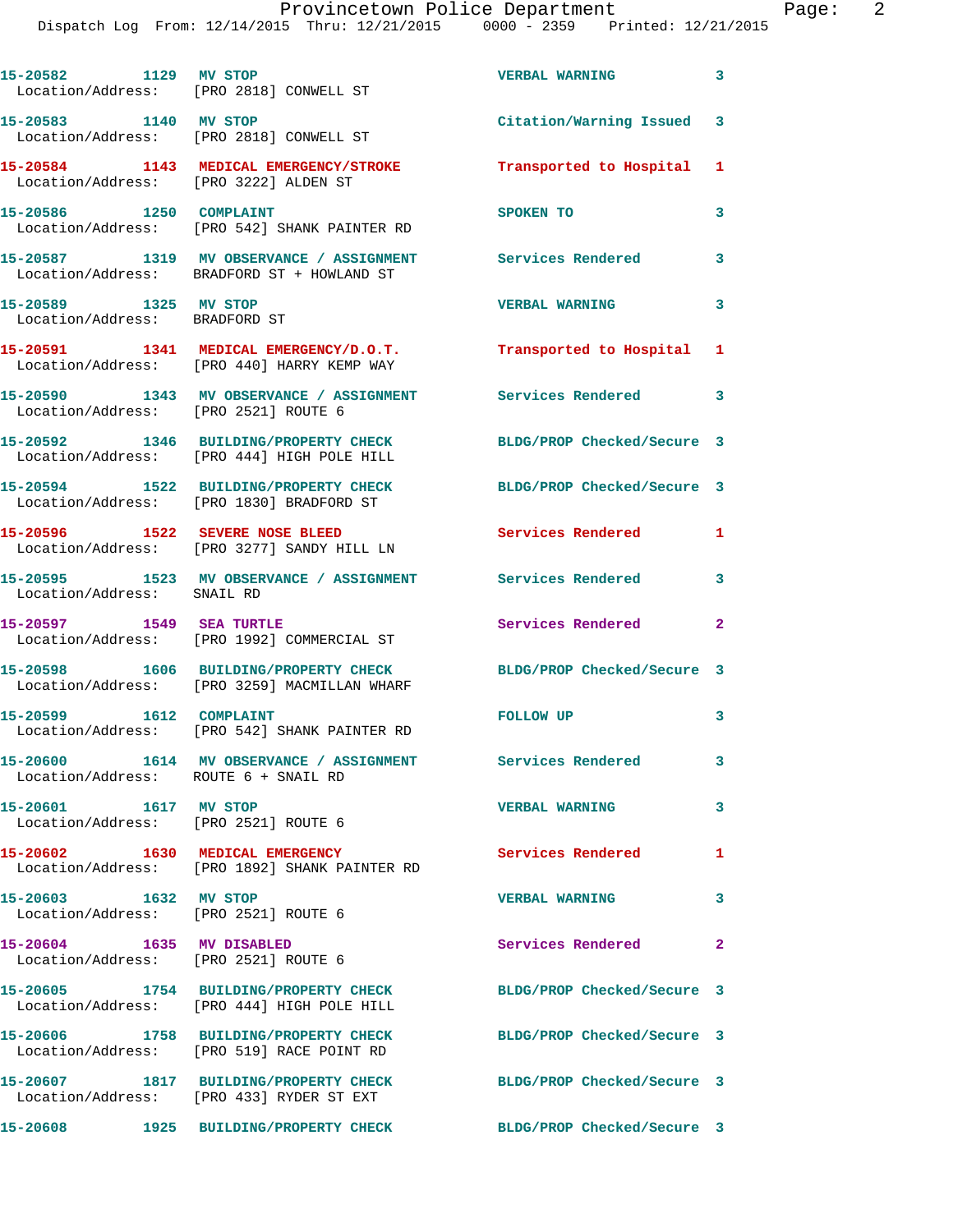15-20582 1129 MV STOP VERBAL WARNING 3
Location/Address: [PRO 2818] CONWELL ST

15-20583 1140 MV STOP Citation/Warning Issued 3
Location/Address: [PRO 2818] CONWELL ST

15-20584 1143 MEDICAL EMERGENCY/STROKE Transported to Hospital 1
Location/Address: [PRO 3222] ALDEN ST

15-20586 1250 COMPLAINT SPOKEN TO 3
Location/Address: [PRO 542] SHANK PAINTER RD

15-20587 1319 MV OBSERVANCE / ASSIGNMENT Services Rendered 3
Location/Address: BRADFORD ST + HOWLAND ST

15-20589 1325 MV STOP VERBAL WARNING 3
Location/Address: BRADFORD ST

15-20591 1341 MEDICAL EMERGENCY/D.O.T. Transported to Hospital 1
Location/Address: [PRO 440] HARRY KEMP WAY

15-20590 1343 MV OBSERVANCE / ASSIGNMENT Services Rendered 3
Location/Address: [PRO 2521] ROUTE 6

15-20592 1346 BUILDING/PROPERTY CHECK BLDG/PROP Checked/Secure 3
Location/Address: [PRO 444] HIGH POLE HILL

15-20594 1522 BUILDING/PROPERTY CHECK BLDG/PROP Checked/Secure 3
Location/Address: [PRO 1830] BRADFORD ST

15-20596 1522 SEVERE NOSE BLEED Services Rendered 1
Location/Address: [PRO 3277] SANDY HILL LN

15-20595 1523 MV OBSERVANCE / ASSIGNMENT Services Rendered 3
Location/Address: SNAIL RD

15-20597 1549 SEA TURTLE Services Rendered 2
Location/Address: [PRO 1992] COMMERCIAL ST

15-20598 1606 BUILDING/PROPERTY CHECK BLDG/PROP Checked/Secure 3
Location/Address: [PRO 3259] MACMILLAN WHARF

15-20599 1612 COMPLAINT FOLLOW UP 3
Location/Address: [PRO 542] SHANK PAINTER RD

15-20600 1614 MV OBSERVANCE / ASSIGNMENT Services Rendered 3
Location/Address: ROUTE 6 + SNAIL RD

15-20601 1617 MV STOP VERBAL WARNING 3
Location/Address: [PRO 2521] ROUTE 6

15-20602 1630 MEDICAL EMERGENCY Services Rendered 1
Location/Address: [PRO 1892] SHANK PAINTER RD

15-20603 1632 MV STOP VERBAL WARNING 3
Location/Address: [PRO 2521] ROUTE 6

15-20604 1635 MV DISABLED Services Rendered 2
Location/Address: [PRO 2521] ROUTE 6

15-20605 1754 BUILDING/PROPERTY CHECK BLDG/PROP Checked/Secure 3
Location/Address: [PRO 444] HIGH POLE HILL

15-20606 1758 BUILDING/PROPERTY CHECK BLDG/PROP Checked/Secure 3
Location/Address: [PRO 519] RACE POINT RD

15-20607 1817 BUILDING/PROPERTY CHECK BLDG/PROP Checked/Secure 3
Location/Address: [PRO 433] RYDER ST EXT

15-20608 1925 BUILDING/PROPERTY CHECK BLDG/PROP Checked/Secure 3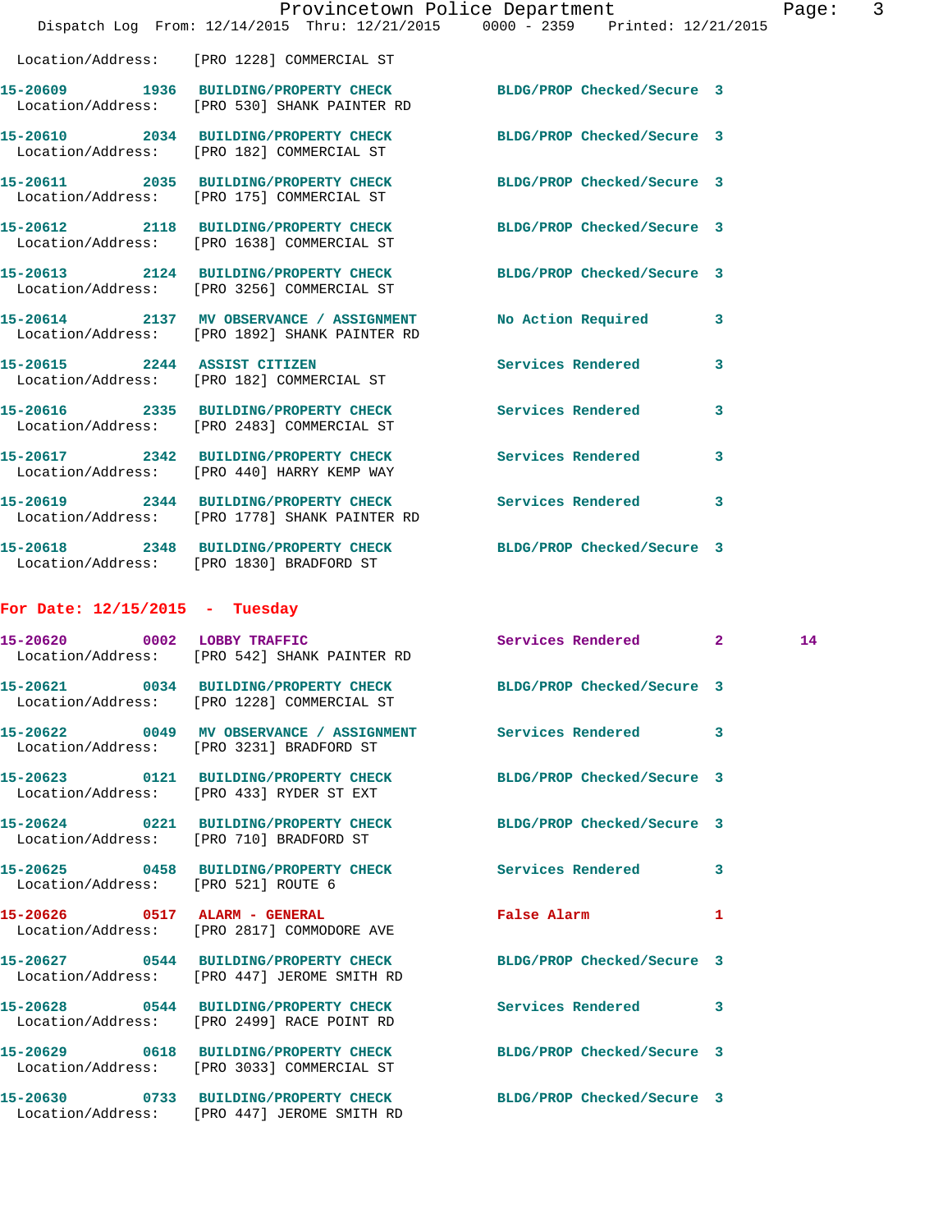Location/Address: [PRO 1228] COMMERCIAL ST

15-20609 1936 BUILDING/PROPERTY CHECK BLDG/PROP Checked/Secure 3
Location/Address: [PRO 530] SHANK PAINTER RD

15-20610 2034 BUILDING/PROPERTY CHECK BLDG/PROP Checked/Secure 3
Location/Address: [PRO 182] COMMERCIAL ST

15-20611 2035 BUILDING/PROPERTY CHECK BLDG/PROP Checked/Secure 3
Location/Address: [PRO 175] COMMERCIAL ST

15-20612 2118 BUILDING/PROPERTY CHECK BLDG/PROP Checked/Secure 3
Location/Address: [PRO 1638] COMMERCIAL ST

15-20613 2124 BUILDING/PROPERTY CHECK BLDG/PROP Checked/Secure 3
Location/Address: [PRO 3256] COMMERCIAL ST

15-20614 2137 MV OBSERVANCE / ASSIGNMENT No Action Required 3
Location/Address: [PRO 1892] SHANK PAINTER RD

15-20615 2244 ASSIST CITIZEN Services Rendered 3
Location/Address: [PRO 182] COMMERCIAL ST

15-20616 2335 BUILDING/PROPERTY CHECK Services Rendered 3
Location/Address: [PRO 2483] COMMERCIAL ST

15-20617 2342 BUILDING/PROPERTY CHECK Services Rendered 3
Location/Address: [PRO 440] HARRY KEMP WAY

15-20619 2344 BUILDING/PROPERTY CHECK Services Rendered 3
Location/Address: [PRO 1778] SHANK PAINTER RD

15-20618 2348 BUILDING/PROPERTY CHECK BLDG/PROP Checked/Secure 3
Location/Address: [PRO 1830] BRADFORD ST

## For Date: 12/15/2015 - Tuesday

15-20620 0002 LOBBY TRAFFIC Services Rendered 2 14
Location/Address: [PRO 542] SHANK PAINTER RD

15-20621 0034 BUILDING/PROPERTY CHECK BLDG/PROP Checked/Secure 3
Location/Address: [PRO 1228] COMMERCIAL ST

15-20622 0049 MV OBSERVANCE / ASSIGNMENT Services Rendered 3
Location/Address: [PRO 3231] BRADFORD ST

15-20623 0121 BUILDING/PROPERTY CHECK BLDG/PROP Checked/Secure 3
Location/Address: [PRO 433] RYDER ST EXT

15-20624 0221 BUILDING/PROPERTY CHECK BLDG/PROP Checked/Secure 3
Location/Address: [PRO 710] BRADFORD ST

15-20625 0458 BUILDING/PROPERTY CHECK Services Rendered 3
Location/Address: [PRO 521] ROUTE 6

15-20626 0517 ALARM - GENERAL False Alarm 1
Location/Address: [PRO 2817] COMMODORE AVE

15-20627 0544 BUILDING/PROPERTY CHECK BLDG/PROP Checked/Secure 3
Location/Address: [PRO 447] JEROME SMITH RD

15-20628 0544 BUILDING/PROPERTY CHECK Services Rendered 3
Location/Address: [PRO 2499] RACE POINT RD

15-20629 0618 BUILDING/PROPERTY CHECK BLDG/PROP Checked/Secure 3
Location/Address: [PRO 3033] COMMERCIAL ST

15-20630 0733 BUILDING/PROPERTY CHECK BLDG/PROP Checked/Secure 3
Location/Address: [PRO 447] JEROME SMITH RD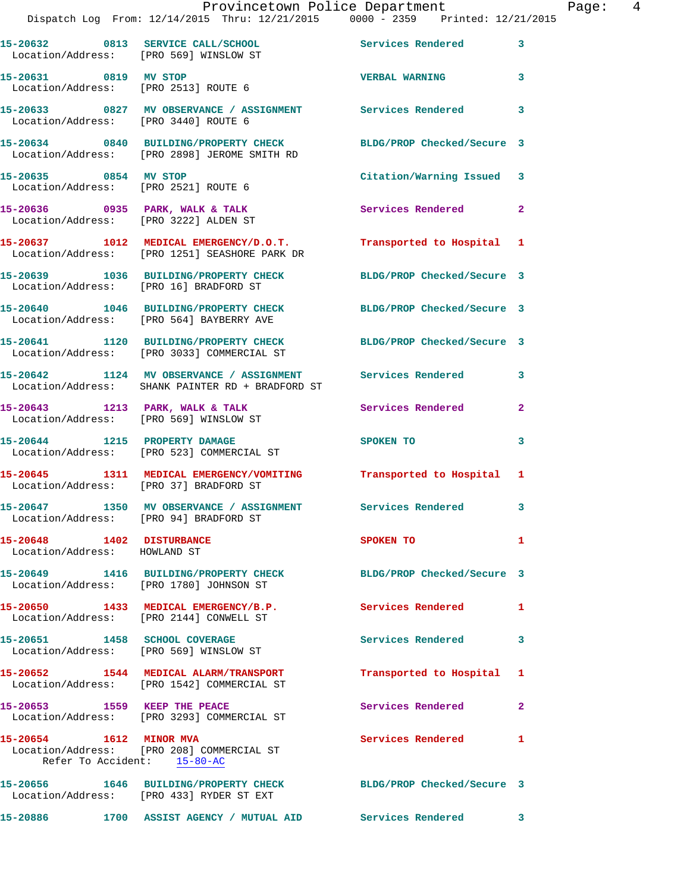15-20632 0813 SERVICE CALL/SCHOOL Services Rendered 3
Location/Address: [PRO 569] WINSLOW ST

15-20631 0819 MV STOP VERBAL WARNING 3
Location/Address: [PRO 2513] ROUTE 6

15-20633 0827 MV OBSERVANCE / ASSIGNMENT Services Rendered 3
Location/Address: [PRO 3440] ROUTE 6

15-20634 0840 BUILDING/PROPERTY CHECK BLDG/PROP Checked/Secure 3
Location/Address: [PRO 2898] JEROME SMITH RD

15-20635 0854 MV STOP Citation/Warning Issued 3
Location/Address: [PRO 2521] ROUTE 6

15-20636 0935 PARK, WALK & TALK Services Rendered 2
Location/Address: [PRO 3222] ALDEN ST

15-20637 1012 MEDICAL EMERGENCY/D.O.T. Transported to Hospital 1
Location/Address: [PRO 1251] SEASHORE PARK DR

15-20639 1036 BUILDING/PROPERTY CHECK BLDG/PROP Checked/Secure 3
Location/Address: [PRO 16] BRADFORD ST

15-20640 1046 BUILDING/PROPERTY CHECK BLDG/PROP Checked/Secure 3
Location/Address: [PRO 564] BAYBERRY AVE

15-20641 1120 BUILDING/PROPERTY CHECK BLDG/PROP Checked/Secure 3
Location/Address: [PRO 3033] COMMERCIAL ST

15-20642 1124 MV OBSERVANCE / ASSIGNMENT Services Rendered 3
Location/Address: SHANK PAINTER RD + BRADFORD ST

15-20643 1213 PARK, WALK & TALK Services Rendered 2
Location/Address: [PRO 569] WINSLOW ST

15-20644 1215 PROPERTY DAMAGE SPOKEN TO 3
Location/Address: [PRO 523] COMMERCIAL ST

15-20645 1311 MEDICAL EMERGENCY/VOMITING Transported to Hospital 1
Location/Address: [PRO 37] BRADFORD ST

15-20647 1350 MV OBSERVANCE / ASSIGNMENT Services Rendered 3
Location/Address: [PRO 94] BRADFORD ST

15-20648 1402 DISTURBANCE SPOKEN TO 1
Location/Address: HOWLAND ST

15-20649 1416 BUILDING/PROPERTY CHECK BLDG/PROP Checked/Secure 3
Location/Address: [PRO 1780] JOHNSON ST

15-20650 1433 MEDICAL EMERGENCY/B.P. Services Rendered 1
Location/Address: [PRO 2144] CONWELL ST

15-20651 1458 SCHOOL COVERAGE Services Rendered 3
Location/Address: [PRO 569] WINSLOW ST

15-20652 1544 MEDICAL ALARM/TRANSPORT Transported to Hospital 1
Location/Address: [PRO 1542] COMMERCIAL ST

15-20653 1559 KEEP THE PEACE Services Rendered 2
Location/Address: [PRO 3293] COMMERCIAL ST

15-20654 1612 MINOR MVA Services Rendered 1
Location/Address: [PRO 208] COMMERCIAL ST
Refer To Accident: 15-80-AC

15-20656 1646 BUILDING/PROPERTY CHECK BLDG/PROP Checked/Secure 3
Location/Address: [PRO 433] RYDER ST EXT

15-20886 1700 ASSIST AGENCY / MUTUAL AID Services Rendered 3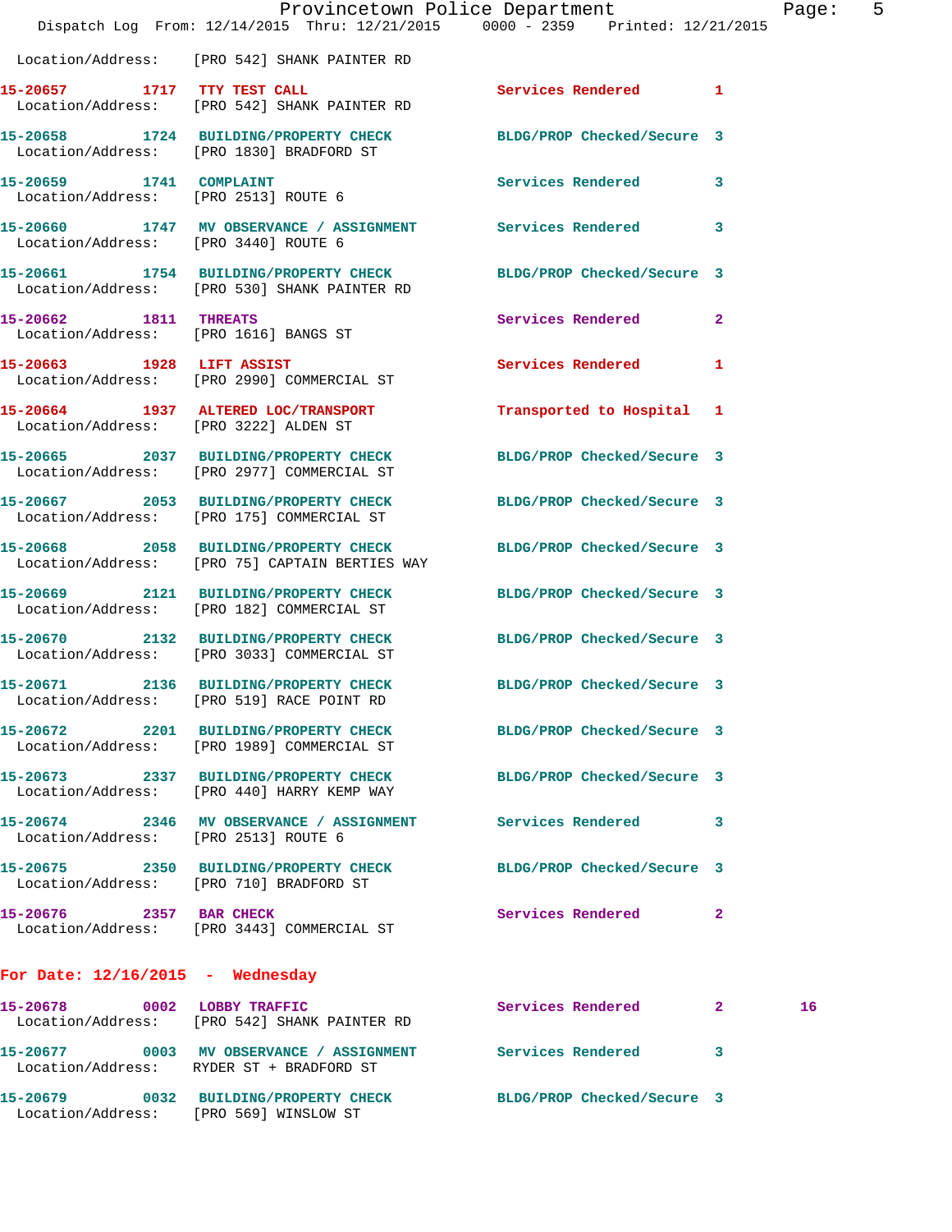Location/Address: [PRO 542] SHANK PAINTER RD

**15-20657** 1717 **TTY TEST CALL** Services Rendered 1
Location/Address: [PRO 542] SHANK PAINTER RD

**15-20658** 1724 **BUILDING/PROPERTY CHECK** BLDG/PROP Checked/Secure 3
Location/Address: [PRO 1830] BRADFORD ST

**15-20659** 1741 **COMPLAINT** Services Rendered 3
Location/Address: [PRO 2513] ROUTE 6

**15-20660** 1747 **MV OBSERVANCE / ASSIGNMENT** Services Rendered 3
Location/Address: [PRO 3440] ROUTE 6

**15-20661** 1754 **BUILDING/PROPERTY CHECK** BLDG/PROP Checked/Secure 3
Location/Address: [PRO 530] SHANK PAINTER RD

**15-20662** 1811 **THREATS** Services Rendered 2
Location/Address: [PRO 1616] BANGS ST

**15-20663** 1928 **LIFT ASSIST** Services Rendered 1
Location/Address: [PRO 2990] COMMERCIAL ST

**15-20664** 1937 **ALTERED LOC/TRANSPORT** Transported to Hospital 1
Location/Address: [PRO 3222] ALDEN ST

**15-20665** 2037 **BUILDING/PROPERTY CHECK** BLDG/PROP Checked/Secure 3
Location/Address: [PRO 2977] COMMERCIAL ST

**15-20667** 2053 **BUILDING/PROPERTY CHECK** BLDG/PROP Checked/Secure 3
Location/Address: [PRO 175] COMMERCIAL ST

**15-20668** 2058 **BUILDING/PROPERTY CHECK** BLDG/PROP Checked/Secure 3
Location/Address: [PRO 75] CAPTAIN BERTIES WAY

**15-20669** 2121 **BUILDING/PROPERTY CHECK** BLDG/PROP Checked/Secure 3
Location/Address: [PRO 182] COMMERCIAL ST

**15-20670** 2132 **BUILDING/PROPERTY CHECK** BLDG/PROP Checked/Secure 3
Location/Address: [PRO 3033] COMMERCIAL ST

**15-20671** 2136 **BUILDING/PROPERTY CHECK** BLDG/PROP Checked/Secure 3
Location/Address: [PRO 519] RACE POINT RD

**15-20672** 2201 **BUILDING/PROPERTY CHECK** BLDG/PROP Checked/Secure 3
Location/Address: [PRO 1989] COMMERCIAL ST

**15-20673** 2337 **BUILDING/PROPERTY CHECK** BLDG/PROP Checked/Secure 3
Location/Address: [PRO 440] HARRY KEMP WAY

**15-20674** 2346 **MV OBSERVANCE / ASSIGNMENT** Services Rendered 3
Location/Address: [PRO 2513] ROUTE 6

**15-20675** 2350 **BUILDING/PROPERTY CHECK** BLDG/PROP Checked/Secure 3
Location/Address: [PRO 710] BRADFORD ST

**15-20676** 2357 **BAR CHECK** Services Rendered 2
Location/Address: [PRO 3443] COMMERCIAL ST

## For Date: 12/16/2015 - Wednesday

**15-20678** 0002 **LOBBY TRAFFIC** Services Rendered 2 16
Location/Address: [PRO 542] SHANK PAINTER RD

**15-20677** 0003 **MV OBSERVANCE / ASSIGNMENT** Services Rendered 3
Location/Address: RYDER ST + BRADFORD ST

**15-20679** 0032 **BUILDING/PROPERTY CHECK** BLDG/PROP Checked/Secure 3
Location/Address: [PRO 569] WINSLOW ST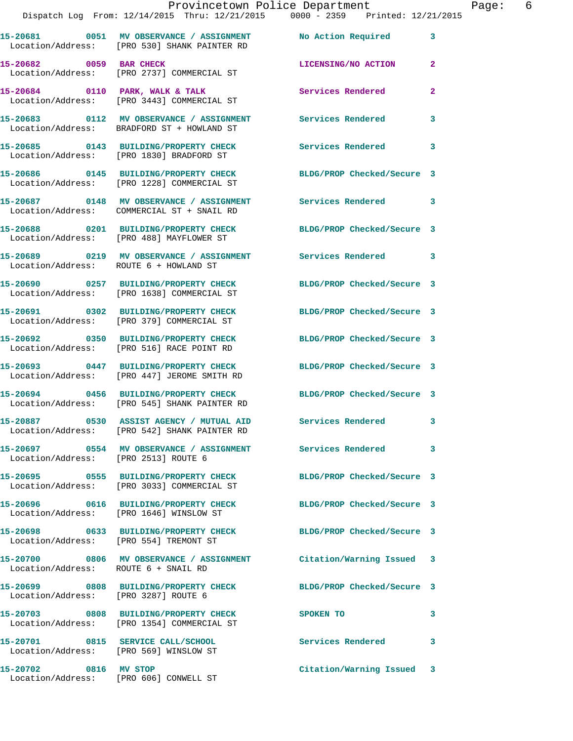| Call # | Time | Call Reason | Action | Priority |
|---|---|---|---|---|
| 15-20681 | 0051 | MV OBSERVANCE / ASSIGNMENT | No Action Required | 3 |
| Location/Address: [PRO 530] SHANK PAINTER RD | | | | |
| 15-20682 | 0059 | BAR CHECK | LICENSING/NO ACTION | 2 |
| Location/Address: [PRO 2737] COMMERCIAL ST | | | | |
| 15-20684 | 0110 | PARK, WALK & TALK | Services Rendered | 2 |
| Location/Address: [PRO 3443] COMMERCIAL ST | | | | |
| 15-20683 | 0112 | MV OBSERVANCE / ASSIGNMENT | Services Rendered | 3 |
| Location/Address: BRADFORD ST + HOWLAND ST | | | | |
| 15-20685 | 0143 | BUILDING/PROPERTY CHECK | Services Rendered | 3 |
| Location/Address: [PRO 1830] BRADFORD ST | | | | |
| 15-20686 | 0145 | BUILDING/PROPERTY CHECK | BLDG/PROP Checked/Secure | 3 |
| Location/Address: [PRO 1228] COMMERCIAL ST | | | | |
| 15-20687 | 0148 | MV OBSERVANCE / ASSIGNMENT | Services Rendered | 3 |
| Location/Address: COMMERCIAL ST + SNAIL RD | | | | |
| 15-20688 | 0201 | BUILDING/PROPERTY CHECK | BLDG/PROP Checked/Secure | 3 |
| Location/Address: [PRO 488] MAYFLOWER ST | | | | |
| 15-20689 | 0219 | MV OBSERVANCE / ASSIGNMENT | Services Rendered | 3 |
| Location/Address: ROUTE 6 + HOWLAND ST | | | | |
| 15-20690 | 0257 | BUILDING/PROPERTY CHECK | BLDG/PROP Checked/Secure | 3 |
| Location/Address: [PRO 1638] COMMERCIAL ST | | | | |
| 15-20691 | 0302 | BUILDING/PROPERTY CHECK | BLDG/PROP Checked/Secure | 3 |
| Location/Address: [PRO 379] COMMERCIAL ST | | | | |
| 15-20692 | 0350 | BUILDING/PROPERTY CHECK | BLDG/PROP Checked/Secure | 3 |
| Location/Address: [PRO 516] RACE POINT RD | | | | |
| 15-20693 | 0447 | BUILDING/PROPERTY CHECK | BLDG/PROP Checked/Secure | 3 |
| Location/Address: [PRO 447] JEROME SMITH RD | | | | |
| 15-20694 | 0456 | BUILDING/PROPERTY CHECK | BLDG/PROP Checked/Secure | 3 |
| Location/Address: [PRO 545] SHANK PAINTER RD | | | | |
| 15-20887 | 0530 | ASSIST AGENCY / MUTUAL AID | Services Rendered | 3 |
| Location/Address: [PRO 542] SHANK PAINTER RD | | | | |
| 15-20697 | 0554 | MV OBSERVANCE / ASSIGNMENT | Services Rendered | 3 |
| Location/Address: [PRO 2513] ROUTE 6 | | | | |
| 15-20695 | 0555 | BUILDING/PROPERTY CHECK | BLDG/PROP Checked/Secure | 3 |
| Location/Address: [PRO 3033] COMMERCIAL ST | | | | |
| 15-20696 | 0616 | BUILDING/PROPERTY CHECK | BLDG/PROP Checked/Secure | 3 |
| Location/Address: [PRO 1646] WINSLOW ST | | | | |
| 15-20698 | 0633 | BUILDING/PROPERTY CHECK | BLDG/PROP Checked/Secure | 3 |
| Location/Address: [PRO 554] TREMONT ST | | | | |
| 15-20700 | 0806 | MV OBSERVANCE / ASSIGNMENT | Citation/Warning Issued | 3 |
| Location/Address: ROUTE 6 + SNAIL RD | | | | |
| 15-20699 | 0808 | BUILDING/PROPERTY CHECK | BLDG/PROP Checked/Secure | 3 |
| Location/Address: [PRO 3287] ROUTE 6 | | | | |
| 15-20703 | 0808 | BUILDING/PROPERTY CHECK | SPOKEN TO | 3 |
| Location/Address: [PRO 1354] COMMERCIAL ST | | | | |
| 15-20701 | 0815 | SERVICE CALL/SCHOOL | Services Rendered | 3 |
| Location/Address: [PRO 569] WINSLOW ST | | | | |
| 15-20702 | 0816 | MV STOP | Citation/Warning Issued | 3 |
| Location/Address: [PRO 606] CONWELL ST | | | | |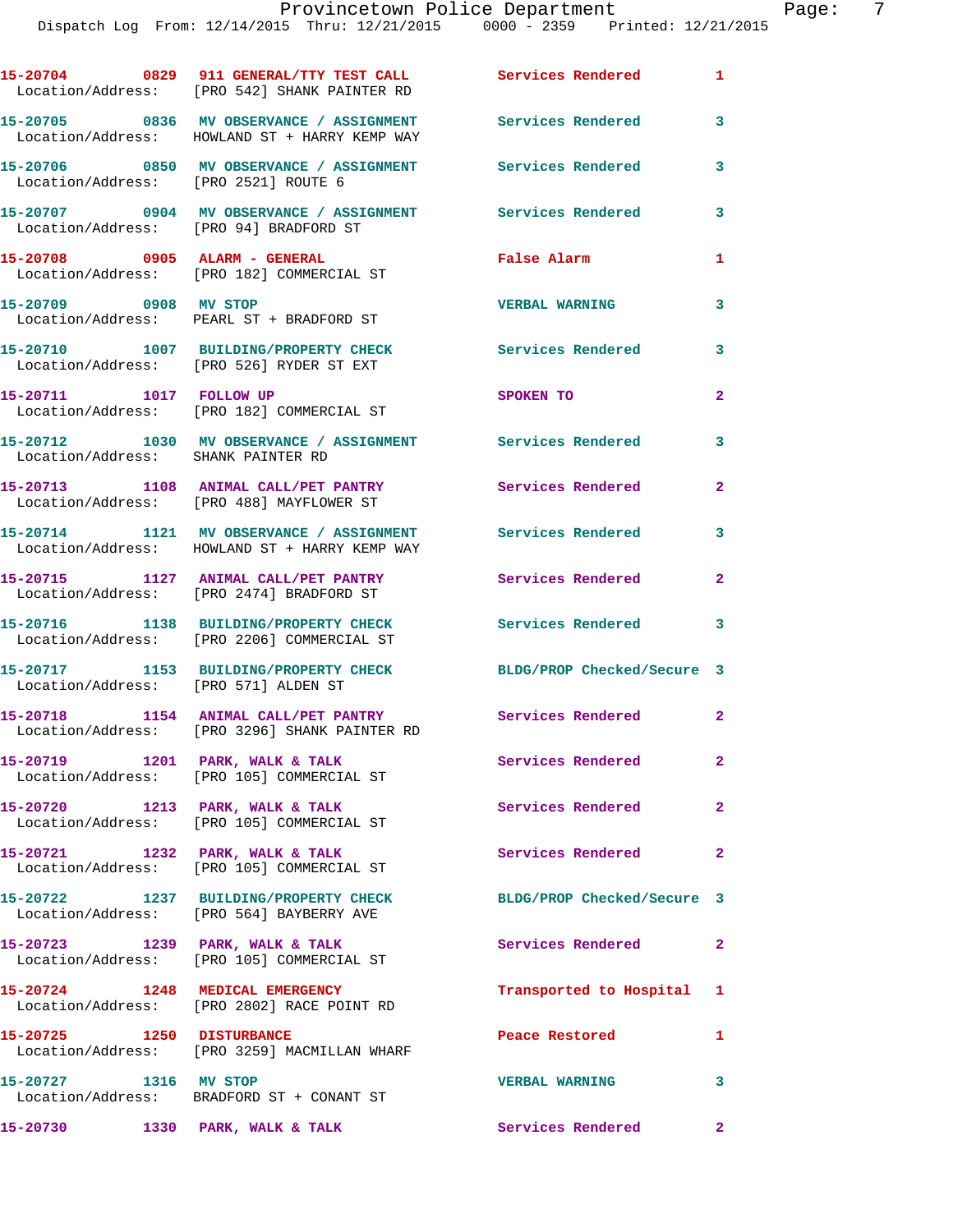15-20704 0829 911 GENERAL/TTY TEST CALL Services Rendered 1
Location/Address: [PRO 542] SHANK PAINTER RD

15-20705 0836 MV OBSERVATION / ASSIGNMENT Services Rendered 3
Location/Address: HOWLAND ST + HARRY KEMP WAY

15-20706 0850 MV OBSERVATION / ASSIGNMENT Services Rendered 3
Location/Address: [PRO 2521] ROUTE 6

15-20707 0904 MV OBSERVATION / ASSIGNMENT Services Rendered 3
Location/Address: [PRO 94] BRADFORD ST

15-20708 0905 ALARM - GENERAL False Alarm 1
Location/Address: [PRO 182] COMMERCIAL ST

15-20709 0908 MV STOP VERBAL WARNING 3
Location/Address: PEARL ST + BRADFORD ST

15-20710 1007 BUILDING/PROPERTY CHECK Services Rendered 3
Location/Address: [PRO 526] RYDER ST EXT

15-20711 1017 FOLLOW UP SPOKEN TO 2
Location/Address: [PRO 182] COMMERCIAL ST

15-20712 1030 MV OBSERVATION / ASSIGNMENT Services Rendered 3
Location/Address: SHANK PAINTER RD

15-20713 1108 ANIMAL CALL/PET PANTRY Services Rendered 2
Location/Address: [PRO 488] MAYFLOWER ST

15-20714 1121 MV OBSERVATION / ASSIGNMENT Services Rendered 3
Location/Address: HOWLAND ST + HARRY KEMP WAY

15-20715 1127 ANIMAL CALL/PET PANTRY Services Rendered 2
Location/Address: [PRO 2474] BRADFORD ST

15-20716 1138 BUILDING/PROPERTY CHECK Services Rendered 3
Location/Address: [PRO 2206] COMMERCIAL ST

15-20717 1153 BUILDING/PROPERTY CHECK BLDG/PROP Checked/Secure 3
Location/Address: [PRO 571] ALDEN ST

15-20718 1154 ANIMAL CALL/PET PANTRY Services Rendered 2
Location/Address: [PRO 3296] SHANK PAINTER RD

15-20719 1201 PARK, WALK & TALK Services Rendered 2
Location/Address: [PRO 105] COMMERCIAL ST

15-20720 1213 PARK, WALK & TALK Services Rendered 2
Location/Address: [PRO 105] COMMERCIAL ST

15-20721 1232 PARK, WALK & TALK Services Rendered 2
Location/Address: [PRO 105] COMMERCIAL ST

15-20722 1237 BUILDING/PROPERTY CHECK BLDG/PROP Checked/Secure 3
Location/Address: [PRO 564] BAYBERRY AVE

15-20723 1239 PARK, WALK & TALK Services Rendered 2
Location/Address: [PRO 105] COMMERCIAL ST

15-20724 1248 MEDICAL EMERGENCY Transported to Hospital 1
Location/Address: [PRO 2802] RACE POINT RD

15-20725 1250 DISTURBANCE Peace Restored 1
Location/Address: [PRO 3259] MACMILLAN WHARF

15-20727 1316 MV STOP VERBAL WARNING 3
Location/Address: BRADFORD ST + CONANT ST

15-20730 1330 PARK, WALK & TALK Services Rendered 2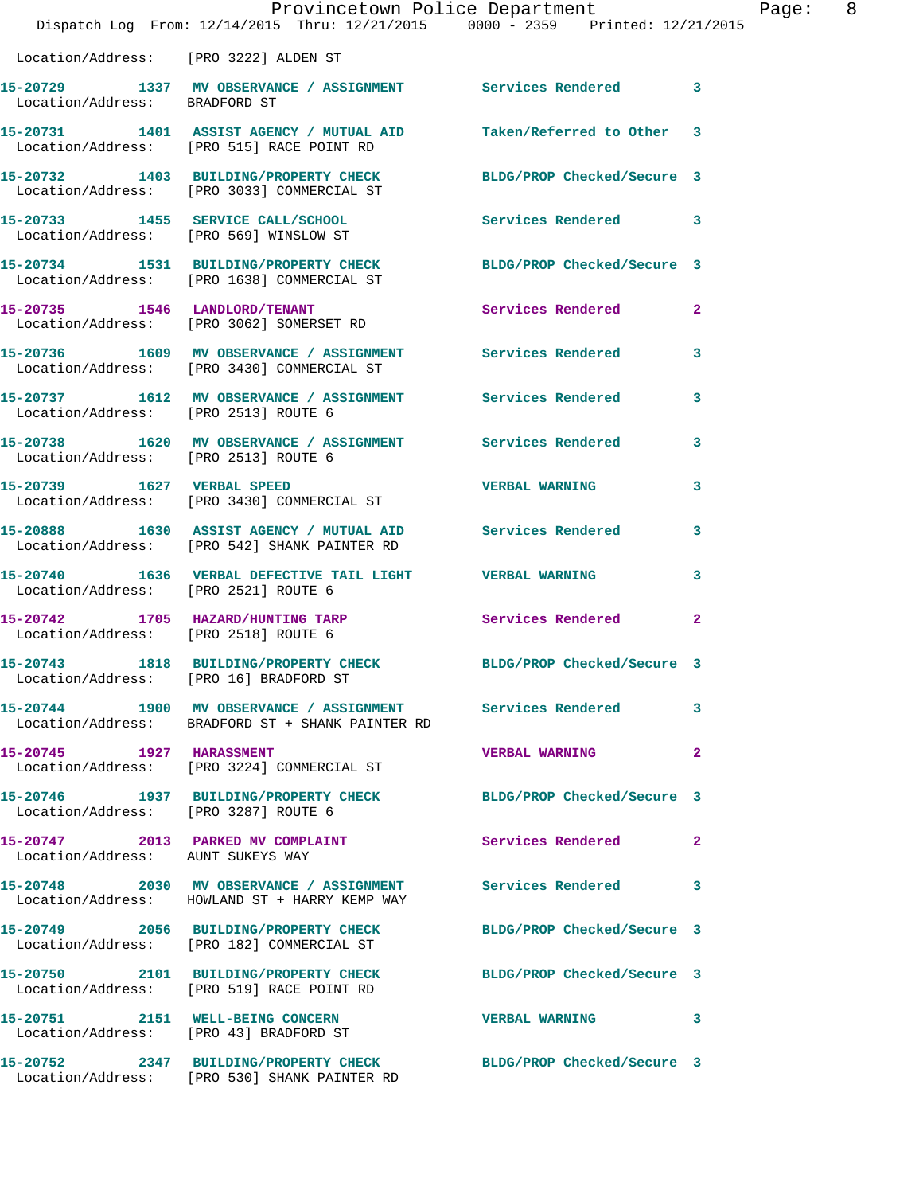Location/Address: [PRO 3222] ALDEN ST

| Call # | Time | Call Reason | Action | Priority |
|---|---|---|---|---|
| 15-20729 | 1337 | MV OBSERVANCE / ASSIGNMENT | Services Rendered | 3 |
| Location/Address: BRADFORD ST | | | | |
| 15-20731 | 1401 | ASSIST AGENCY / MUTUAL AID | Taken/Referred to Other | 3 |
| Location/Address: [PRO 515] RACE POINT RD | | | | |
| 15-20732 | 1403 | BUILDING/PROPERTY CHECK | BLDG/PROP Checked/Secure | 3 |
| Location/Address: [PRO 3033] COMMERCIAL ST | | | | |
| 15-20733 | 1455 | SERVICE CALL/SCHOOL | Services Rendered | 3 |
| Location/Address: [PRO 569] WINSLOW ST | | | | |
| 15-20734 | 1531 | BUILDING/PROPERTY CHECK | BLDG/PROP Checked/Secure | 3 |
| Location/Address: [PRO 1638] COMMERCIAL ST | | | | |
| 15-20735 | 1546 | LANDLORD/TENANT | Services Rendered | 2 |
| Location/Address: [PRO 3062] SOMERSET RD | | | | |
| 15-20736 | 1609 | MV OBSERVANCE / ASSIGNMENT | Services Rendered | 3 |
| Location/Address: [PRO 3430] COMMERCIAL ST | | | | |
| 15-20737 | 1612 | MV OBSERVANCE / ASSIGNMENT | Services Rendered | 3 |
| Location/Address: [PRO 2513] ROUTE 6 | | | | |
| 15-20738 | 1620 | MV OBSERVANCE / ASSIGNMENT | Services Rendered | 3 |
| Location/Address: [PRO 2513] ROUTE 6 | | | | |
| 15-20739 | 1627 | VERBAL SPEED | VERBAL WARNING | 3 |
| Location/Address: [PRO 3430] COMMERCIAL ST | | | | |
| 15-20888 | 1630 | ASSIST AGENCY / MUTUAL AID | Services Rendered | 3 |
| Location/Address: [PRO 542] SHANK PAINTER RD | | | | |
| 15-20740 | 1636 | VERBAL DEFECTIVE TAIL LIGHT | VERBAL WARNING | 3 |
| Location/Address: [PRO 2521] ROUTE 6 | | | | |
| 15-20742 | 1705 | HAZARD/HUNTING TARP | Services Rendered | 2 |
| Location/Address: [PRO 2518] ROUTE 6 | | | | |
| 15-20743 | 1818 | BUILDING/PROPERTY CHECK | BLDG/PROP Checked/Secure | 3 |
| Location/Address: [PRO 16] BRADFORD ST | | | | |
| 15-20744 | 1900 | MV OBSERVANCE / ASSIGNMENT | Services Rendered | 3 |
| Location/Address: BRADFORD ST + SHANK PAINTER RD | | | | |
| 15-20745 | 1927 | HARASSMENT | VERBAL WARNING | 2 |
| Location/Address: [PRO 3224] COMMERCIAL ST | | | | |
| 15-20746 | 1937 | BUILDING/PROPERTY CHECK | BLDG/PROP Checked/Secure | 3 |
| Location/Address: [PRO 3287] ROUTE 6 | | | | |
| 15-20747 | 2013 | PARKED MV COMPLAINT | Services Rendered | 2 |
| Location/Address: AUNT SUKEYS WAY | | | | |
| 15-20748 | 2030 | MV OBSERVANCE / ASSIGNMENT | Services Rendered | 3 |
| Location/Address: HOWLAND ST + HARRY KEMP WAY | | | | |
| 15-20749 | 2056 | BUILDING/PROPERTY CHECK | BLDG/PROP Checked/Secure | 3 |
| Location/Address: [PRO 182] COMMERCIAL ST | | | | |
| 15-20750 | 2101 | BUILDING/PROPERTY CHECK | BLDG/PROP Checked/Secure | 3 |
| Location/Address: [PRO 519] RACE POINT RD | | | | |
| 15-20751 | 2151 | WELL-BEING CONCERN | VERBAL WARNING | 3 |
| Location/Address: [PRO 43] BRADFORD ST | | | | |
| 15-20752 | 2347 | BUILDING/PROPERTY CHECK | BLDG/PROP Checked/Secure | 3 |
| Location/Address: [PRO 530] SHANK PAINTER RD | | | | |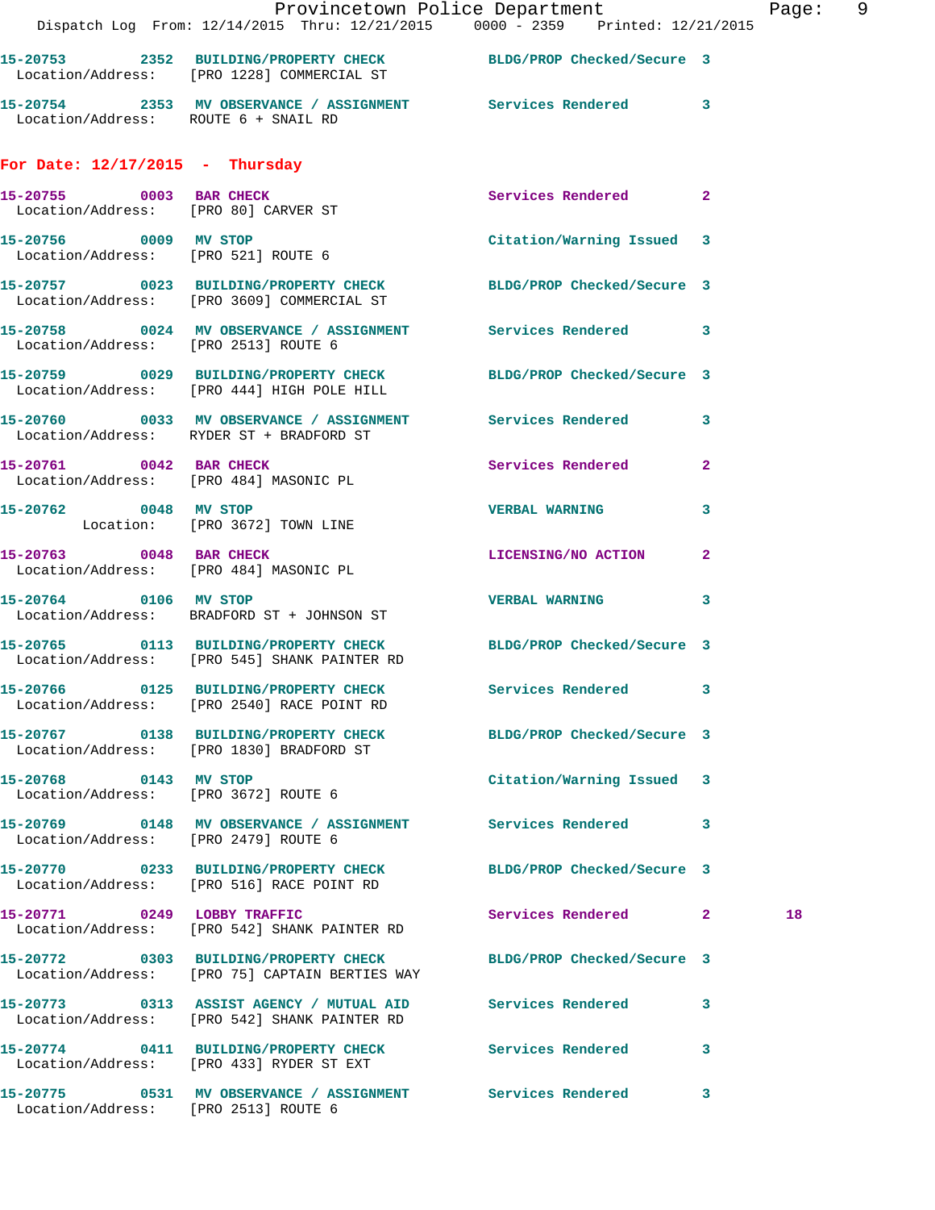**15-20753** 2352 **BUILDING/PROPERTY CHECK** BLDG/PROP Checked/Secure 3
Location/Address: [PRO 1228] COMMERCIAL ST

**15-20754** 2353 **MV OBSERVANCE / ASSIGNMENT** Services Rendered 3
Location/Address: ROUTE 6 + SNAIL RD

## For Date: 12/17/2015 - Thursday

**15-20755** 0003 **BAR CHECK** Services Rendered 2
Location/Address: [PRO 80] CARVER ST

**15-20756** 0009 **MV STOP** Citation/Warning Issued 3
Location/Address: [PRO 521] ROUTE 6

**15-20757** 0023 **BUILDING/PROPERTY CHECK** BLDG/PROP Checked/Secure 3
Location/Address: [PRO 3609] COMMERCIAL ST

**15-20758** 0024 **MV OBSERVANCE / ASSIGNMENT** Services Rendered 3
Location/Address: [PRO 2513] ROUTE 6

**15-20759** 0029 **BUILDING/PROPERTY CHECK** BLDG/PROP Checked/Secure 3
Location/Address: [PRO 444] HIGH POLE HILL

**15-20760** 0033 **MV OBSERVANCE / ASSIGNMENT** Services Rendered 3
Location/Address: RYDER ST + BRADFORD ST

**15-20761** 0042 **BAR CHECK** Services Rendered 2
Location/Address: [PRO 484] MASONIC PL

**15-20762** 0048 **MV STOP** VERBAL WARNING 3
Location: [PRO 3672] TOWN LINE

**15-20763** 0048 **BAR CHECK** LICENSING/NO ACTION 2
Location/Address: [PRO 484] MASONIC PL

**15-20764** 0106 **MV STOP** VERBAL WARNING 3
Location/Address: BRADFORD ST + JOHNSON ST

**15-20765** 0113 **BUILDING/PROPERTY CHECK** BLDG/PROP Checked/Secure 3
Location/Address: [PRO 545] SHANK PAINTER RD

**15-20766** 0125 **BUILDING/PROPERTY CHECK** Services Rendered 3
Location/Address: [PRO 2540] RACE POINT RD

**15-20767** 0138 **BUILDING/PROPERTY CHECK** BLDG/PROP Checked/Secure 3
Location/Address: [PRO 1830] BRADFORD ST

**15-20768** 0143 **MV STOP** Citation/Warning Issued 3
Location/Address: [PRO 3672] ROUTE 6

**15-20769** 0148 **MV OBSERVANCE / ASSIGNMENT** Services Rendered 3
Location/Address: [PRO 2479] ROUTE 6

**15-20770** 0233 **BUILDING/PROPERTY CHECK** BLDG/PROP Checked/Secure 3
Location/Address: [PRO 516] RACE POINT RD

**15-20771** 0249 **LOBBY TRAFFIC** Services Rendered 2 18
Location/Address: [PRO 542] SHANK PAINTER RD

**15-20772** 0303 **BUILDING/PROPERTY CHECK** BLDG/PROP Checked/Secure 3
Location/Address: [PRO 75] CAPTAIN BERTIES WAY

**15-20773** 0313 **ASSIST AGENCY / MUTUAL AID** Services Rendered 3
Location/Address: [PRO 542] SHANK PAINTER RD

**15-20774** 0411 **BUILDING/PROPERTY CHECK** Services Rendered 3
Location/Address: [PRO 433] RYDER ST EXT

**15-20775** 0531 **MV OBSERVANCE / ASSIGNMENT** Services Rendered 3
Location/Address: [PRO 2513] ROUTE 6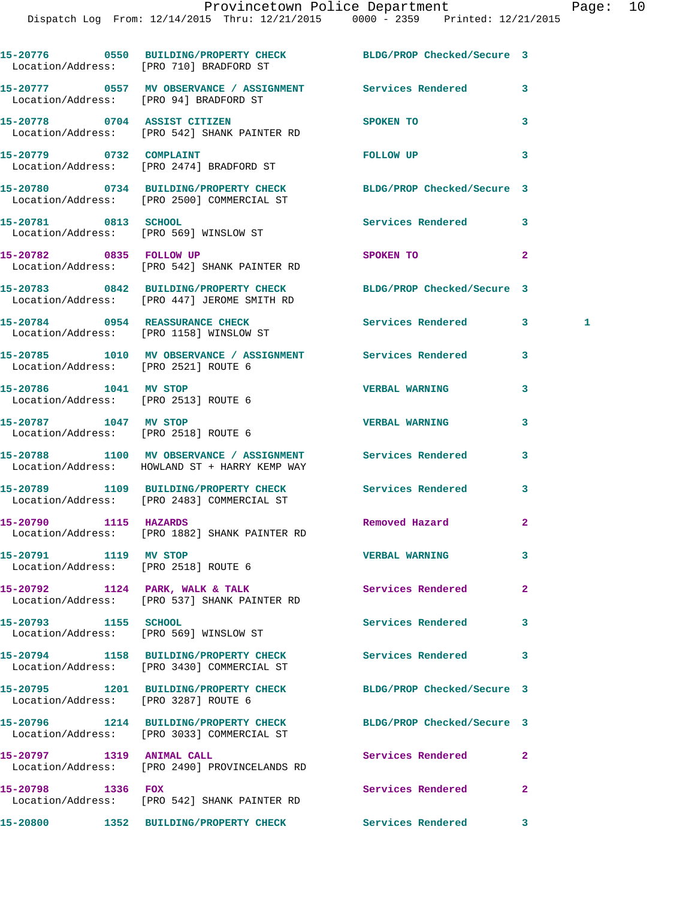15-20776 0550 BUILDING/PROPERTY CHECK BLDG/PROP Checked/Secure 3
Location/Address: [PRO 710] BRADFORD ST

15-20777 0557 MV OBSERVANCE / ASSIGNMENT Services Rendered 3
Location/Address: [PRO 94] BRADFORD ST

15-20778 0704 ASSIST CITIZEN SPOKEN TO 3
Location/Address: [PRO 542] SHANK PAINTER RD

15-20779 0732 COMPLAINT FOLLOW UP 3
Location/Address: [PRO 2474] BRADFORD ST

15-20780 0734 BUILDING/PROPERTY CHECK BLDG/PROP Checked/Secure 3
Location/Address: [PRO 2500] COMMERCIAL ST

15-20781 0813 SCHOOL Services Rendered 3
Location/Address: [PRO 569] WINSLOW ST

15-20782 0835 FOLLOW UP SPOKEN TO 2
Location/Address: [PRO 542] SHANK PAINTER RD

15-20783 0842 BUILDING/PROPERTY CHECK BLDG/PROP Checked/Secure 3
Location/Address: [PRO 447] JEROME SMITH RD

15-20784 0954 REASSURANCE CHECK Services Rendered 3 1
Location/Address: [PRO 1158] WINSLOW ST

15-20785 1010 MV OBSERVANCE / ASSIGNMENT Services Rendered 3
Location/Address: [PRO 2521] ROUTE 6

15-20786 1041 MV STOP VERBAL WARNING 3
Location/Address: [PRO 2513] ROUTE 6

15-20787 1047 MV STOP VERBAL WARNING 3
Location/Address: [PRO 2518] ROUTE 6

15-20788 1100 MV OBSERVANCE / ASSIGNMENT Services Rendered 3
Location/Address: HOWLAND ST + HARRY KEMP WAY

15-20789 1109 BUILDING/PROPERTY CHECK Services Rendered 3
Location/Address: [PRO 2483] COMMERCIAL ST

15-20790 1115 HAZARDS Removed Hazard 2
Location/Address: [PRO 1882] SHANK PAINTER RD

15-20791 1119 MV STOP VERBAL WARNING 3
Location/Address: [PRO 2518] ROUTE 6

15-20792 1124 PARK, WALK & TALK Services Rendered 2
Location/Address: [PRO 537] SHANK PAINTER RD

15-20793 1155 SCHOOL Services Rendered 3
Location/Address: [PRO 569] WINSLOW ST

15-20794 1158 BUILDING/PROPERTY CHECK Services Rendered 3
Location/Address: [PRO 3430] COMMERCIAL ST

15-20795 1201 BUILDING/PROPERTY CHECK BLDG/PROP Checked/Secure 3
Location/Address: [PRO 3287] ROUTE 6

15-20796 1214 BUILDING/PROPERTY CHECK BLDG/PROP Checked/Secure 3
Location/Address: [PRO 3033] COMMERCIAL ST

15-20797 1319 ANIMAL CALL Services Rendered 2
Location/Address: [PRO 2490] PROVINCELANDS RD

15-20798 1336 FOX Services Rendered 2
Location/Address: [PRO 542] SHANK PAINTER RD

15-20800 1352 BUILDING/PROPERTY CHECK Services Rendered 3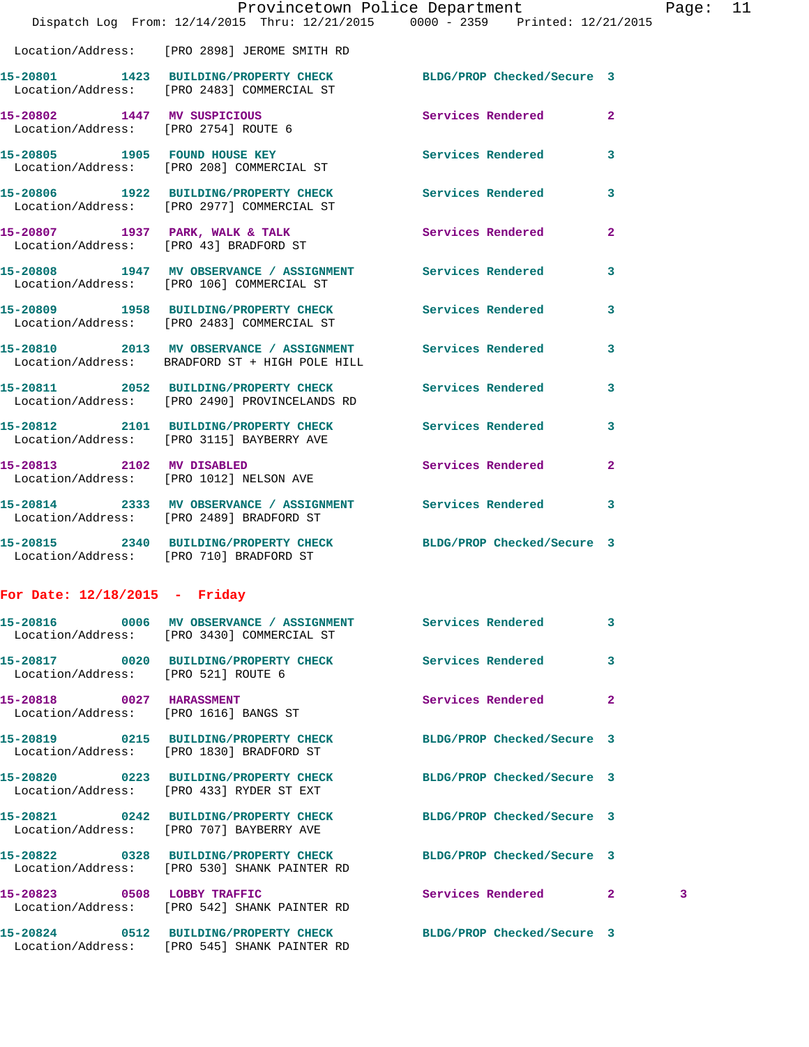Location/Address: [PRO 2898] JEROME SMITH RD

| Call # | Time | Call Reason | Action | Priority | |
|---|---|---|---|---|---|
| 15-20801 | 1423 | BUILDING/PROPERTY CHECK | BLDG/PROP Checked/Secure | 3 | |
| Location/Address: | | [PRO 2483] COMMERCIAL ST | | | |
| 15-20802 | 1447 | MV SUSPICIOUS | Services Rendered | 2 | |
| Location/Address: | | [PRO 2754] ROUTE 6 | | | |
| 15-20805 | 1905 | FOUND HOUSE KEY | Services Rendered | 3 | |
| Location/Address: | | [PRO 208] COMMERCIAL ST | | | |
| 15-20806 | 1922 | BUILDING/PROPERTY CHECK | Services Rendered | 3 | |
| Location/Address: | | [PRO 2977] COMMERCIAL ST | | | |
| 15-20807 | 1937 | PARK, WALK & TALK | Services Rendered | 2 | |
| Location/Address: | | [PRO 43] BRADFORD ST | | | |
| 15-20808 | 1947 | MV OBSERVANCE / ASSIGNMENT | Services Rendered | 3 | |
| Location/Address: | | [PRO 106] COMMERCIAL ST | | | |
| 15-20809 | 1958 | BUILDING/PROPERTY CHECK | Services Rendered | 3 | |
| Location/Address: | | [PRO 2483] COMMERCIAL ST | | | |
| 15-20810 | 2013 | MV OBSERVANCE / ASSIGNMENT | Services Rendered | 3 | |
| Location/Address: | | BRADFORD ST + HIGH POLE HILL | | | |
| 15-20811 | 2052 | BUILDING/PROPERTY CHECK | Services Rendered | 3 | |
| Location/Address: | | [PRO 2490] PROVINCELANDS RD | | | |
| 15-20812 | 2101 | BUILDING/PROPERTY CHECK | Services Rendered | 3 | |
| Location/Address: | | [PRO 3115] BAYBERRY AVE | | | |
| 15-20813 | 2102 | MV DISABLED | Services Rendered | 2 | |
| Location/Address: | | [PRO 1012] NELSON AVE | | | |
| 15-20814 | 2333 | MV OBSERVANCE / ASSIGNMENT | Services Rendered | 3 | |
| Location/Address: | | [PRO 2489] BRADFORD ST | | | |
| 15-20815 | 2340 | BUILDING/PROPERTY CHECK | BLDG/PROP Checked/Secure | 3 | |
| Location/Address: | | [PRO 710] BRADFORD ST | | | |

## For Date: 12/18/2015 - Friday

| Call # | Time | Call Reason | Action | Priority | |
|---|---|---|---|---|---|
| 15-20816 | 0006 | MV OBSERVANCE / ASSIGNMENT | Services Rendered | 3 | |
| Location/Address: | | [PRO 3430] COMMERCIAL ST | | | |
| 15-20817 | 0020 | BUILDING/PROPERTY CHECK | Services Rendered | 3 | |
| Location/Address: | | [PRO 521] ROUTE 6 | | | |
| 15-20818 | 0027 | HARASSMENT | Services Rendered | 2 | |
| Location/Address: | | [PRO 1616] BANGS ST | | | |
| 15-20819 | 0215 | BUILDING/PROPERTY CHECK | BLDG/PROP Checked/Secure | 3 | |
| Location/Address: | | [PRO 1830] BRADFORD ST | | | |
| 15-20820 | 0223 | BUILDING/PROPERTY CHECK | BLDG/PROP Checked/Secure | 3 | |
| Location/Address: | | [PRO 433] RYDER ST EXT | | | |
| 15-20821 | 0242 | BUILDING/PROPERTY CHECK | BLDG/PROP Checked/Secure | 3 | |
| Location/Address: | | [PRO 707] BAYBERRY AVE | | | |
| 15-20822 | 0328 | BUILDING/PROPERTY CHECK | BLDG/PROP Checked/Secure | 3 | |
| Location/Address: | | [PRO 530] SHANK PAINTER RD | | | |
| 15-20823 | 0508 | LOBBY TRAFFIC | Services Rendered | 2 | 3 |
| Location/Address: | | [PRO 542] SHANK PAINTER RD | | | |
| 15-20824 | 0512 | BUILDING/PROPERTY CHECK | BLDG/PROP Checked/Secure | 3 | |
| Location/Address: | | [PRO 545] SHANK PAINTER RD | | | |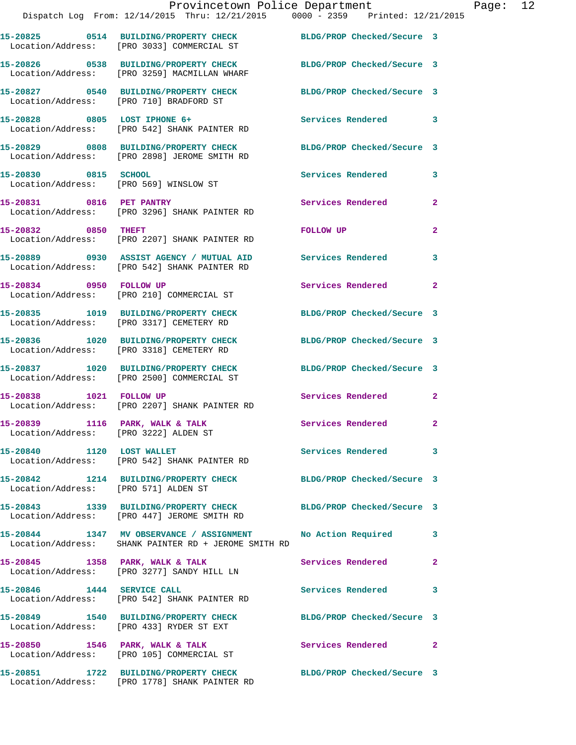15-20825 0514 BUILDING/PROPERTY CHECK BLDG/PROP Checked/Secure 3
Location/Address: [PRO 3033] COMMERCIAL ST

15-20826 0538 BUILDING/PROPERTY CHECK BLDG/PROP Checked/Secure 3
Location/Address: [PRO 3259] MACMILLAN WHARF

15-20827 0540 BUILDING/PROPERTY CHECK BLDG/PROP Checked/Secure 3
Location/Address: [PRO 710] BRADFORD ST

15-20828 0805 LOST IPHONE 6+ Services Rendered 3
Location/Address: [PRO 542] SHANK PAINTER RD

15-20829 0808 BUILDING/PROPERTY CHECK BLDG/PROP Checked/Secure 3
Location/Address: [PRO 2898] JEROME SMITH RD

15-20830 0815 SCHOOL Services Rendered 3
Location/Address: [PRO 569] WINSLOW ST

15-20831 0816 PET PANTRY Services Rendered 2
Location/Address: [PRO 3296] SHANK PAINTER RD

15-20832 0850 THEFT FOLLOW UP 2
Location/Address: [PRO 2207] SHANK PAINTER RD

15-20889 0930 ASSIST AGENCY / MUTUAL AID Services Rendered 3
Location/Address: [PRO 542] SHANK PAINTER RD

15-20834 0950 FOLLOW UP Services Rendered 2
Location/Address: [PRO 210] COMMERCIAL ST

15-20835 1019 BUILDING/PROPERTY CHECK BLDG/PROP Checked/Secure 3
Location/Address: [PRO 3317] CEMETERY RD

15-20836 1020 BUILDING/PROPERTY CHECK BLDG/PROP Checked/Secure 3
Location/Address: [PRO 3318] CEMETERY RD

15-20837 1020 BUILDING/PROPERTY CHECK BLDG/PROP Checked/Secure 3
Location/Address: [PRO 2500] COMMERCIAL ST

15-20838 1021 FOLLOW UP Services Rendered 2
Location/Address: [PRO 2207] SHANK PAINTER RD

15-20839 1116 PARK, WALK & TALK Services Rendered 2
Location/Address: [PRO 3222] ALDEN ST

15-20840 1120 LOST WALLET Services Rendered 3
Location/Address: [PRO 542] SHANK PAINTER RD

15-20842 1214 BUILDING/PROPERTY CHECK BLDG/PROP Checked/Secure 3
Location/Address: [PRO 571] ALDEN ST

15-20843 1339 BUILDING/PROPERTY CHECK BLDG/PROP Checked/Secure 3
Location/Address: [PRO 447] JEROME SMITH RD

15-20844 1347 MV OBSERVANCE / ASSIGNMENT No Action Required 3
Location/Address: SHANK PAINTER RD + JEROME SMITH RD

15-20845 1358 PARK, WALK & TALK Services Rendered 2
Location/Address: [PRO 3277] SANDY HILL LN

15-20846 1444 SERVICE CALL Services Rendered 3
Location/Address: [PRO 542] SHANK PAINTER RD

15-20849 1540 BUILDING/PROPERTY CHECK BLDG/PROP Checked/Secure 3
Location/Address: [PRO 433] RYDER ST EXT

15-20850 1546 PARK, WALK & TALK Services Rendered 2
Location/Address: [PRO 105] COMMERCIAL ST

15-20851 1722 BUILDING/PROPERTY CHECK BLDG/PROP Checked/Secure 3
Location/Address: [PRO 1778] SHANK PAINTER RD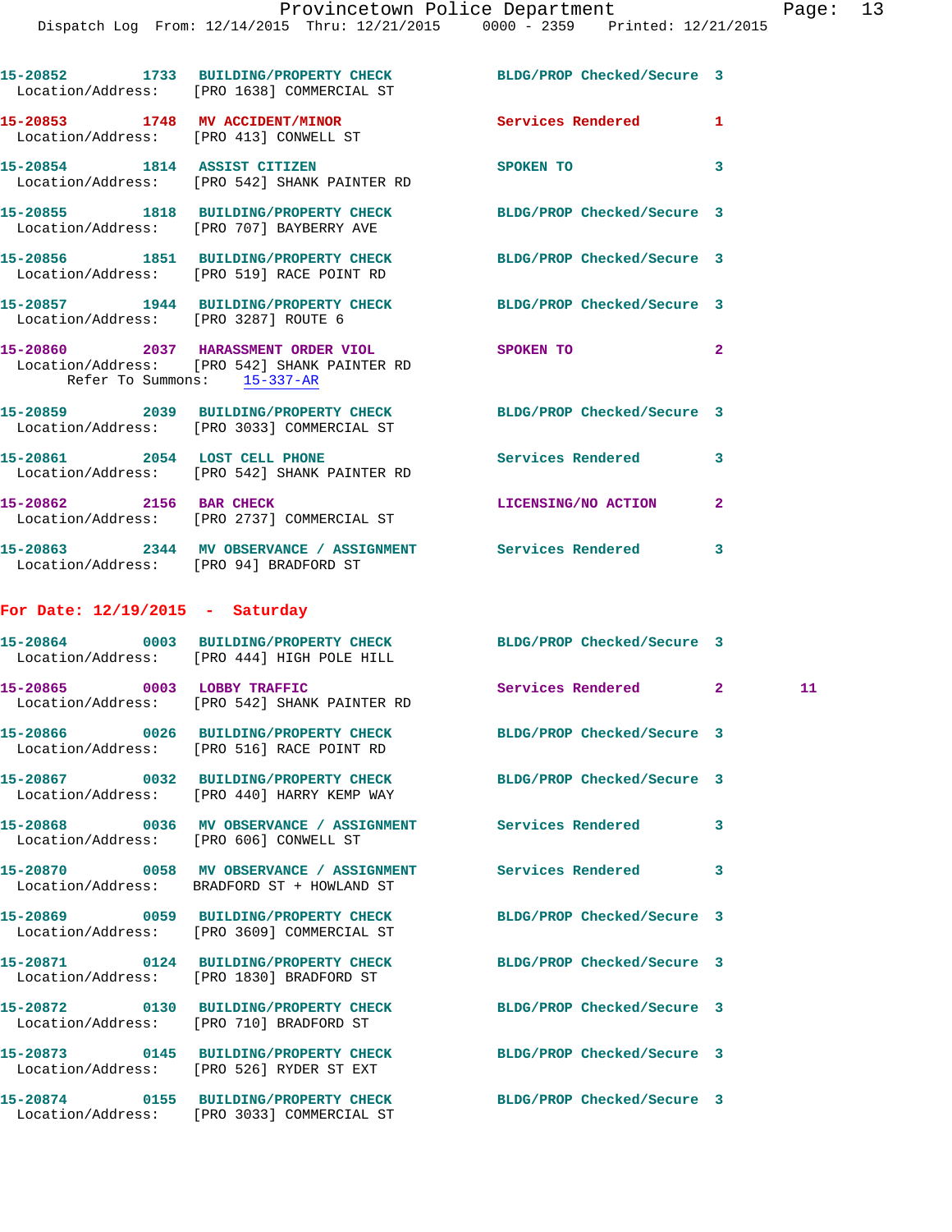15-20852 1733 BUILDING/PROPERTY CHECK BLDG/PROP Checked/Secure 3
Location/Address: [PRO 1638] COMMERCIAL ST

15-20853 1748 MV ACCIDENT/MINOR Services Rendered 1
Location/Address: [PRO 413] CONWELL ST

15-20854 1814 ASSIST CITIZEN SPOKEN TO 3
Location/Address: [PRO 542] SHANK PAINTER RD

15-20855 1818 BUILDING/PROPERTY CHECK BLDG/PROP Checked/Secure 3
Location/Address: [PRO 707] BAYBERRY AVE

15-20856 1851 BUILDING/PROPERTY CHECK BLDG/PROP Checked/Secure 3
Location/Address: [PRO 519] RACE POINT RD

15-20857 1944 BUILDING/PROPERTY CHECK BLDG/PROP Checked/Secure 3
Location/Address: [PRO 3287] ROUTE 6

15-20860 2037 HARASSMENT ORDER VIOL SPOKEN TO 2
Location/Address: [PRO 542] SHANK PAINTER RD
Refer To Summons: 15-337-AR

15-20859 2039 BUILDING/PROPERTY CHECK BLDG/PROP Checked/Secure 3
Location/Address: [PRO 3033] COMMERCIAL ST

15-20861 2054 LOST CELL PHONE Services Rendered 3
Location/Address: [PRO 542] SHANK PAINTER RD

15-20862 2156 BAR CHECK LICENSING/NO ACTION 2
Location/Address: [PRO 2737] COMMERCIAL ST

15-20863 2344 MV OBSERVANCE / ASSIGNMENT Services Rendered 3
Location/Address: [PRO 94] BRADFORD ST

## For Date: 12/19/2015 - Saturday

15-20864 0003 BUILDING/PROPERTY CHECK BLDG/PROP Checked/Secure 3
Location/Address: [PRO 444] HIGH POLE HILL

15-20865 0003 LOBBY TRAFFIC Services Rendered 2 11
Location/Address: [PRO 542] SHANK PAINTER RD

15-20866 0026 BUILDING/PROPERTY CHECK BLDG/PROP Checked/Secure 3
Location/Address: [PRO 516] RACE POINT RD

15-20867 0032 BUILDING/PROPERTY CHECK BLDG/PROP Checked/Secure 3
Location/Address: [PRO 440] HARRY KEMP WAY

15-20868 0036 MV OBSERVANCE / ASSIGNMENT Services Rendered 3
Location/Address: [PRO 606] CONWELL ST

15-20870 0058 MV OBSERVANCE / ASSIGNMENT Services Rendered 3
Location/Address: BRADFORD ST + HOWLAND ST

15-20869 0059 BUILDING/PROPERTY CHECK BLDG/PROP Checked/Secure 3
Location/Address: [PRO 3609] COMMERCIAL ST

15-20871 0124 BUILDING/PROPERTY CHECK BLDG/PROP Checked/Secure 3
Location/Address: [PRO 1830] BRADFORD ST

15-20872 0130 BUILDING/PROPERTY CHECK BLDG/PROP Checked/Secure 3
Location/Address: [PRO 710] BRADFORD ST

15-20873 0145 BUILDING/PROPERTY CHECK BLDG/PROP Checked/Secure 3
Location/Address: [PRO 526] RYDER ST EXT

15-20874 0155 BUILDING/PROPERTY CHECK BLDG/PROP Checked/Secure 3
Location/Address: [PRO 3033] COMMERCIAL ST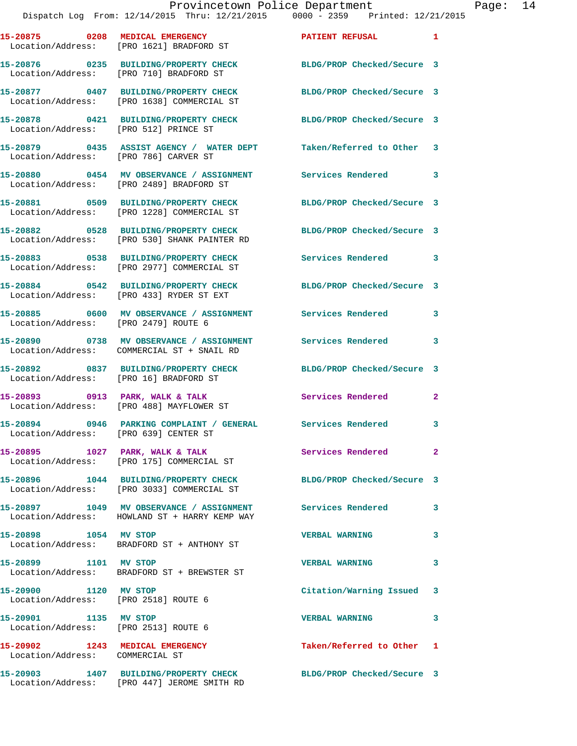15-20875 0208 MEDICAL EMERGENCY PATIENT REFUSAL 1
Location/Address: [PRO 1621] BRADFORD ST

15-20876 0235 BUILDING/PROPERTY CHECK BLDG/PROP Checked/Secure 3
Location/Address: [PRO 710] BRADFORD ST

15-20877 0407 BUILDING/PROPERTY CHECK BLDG/PROP Checked/Secure 3
Location/Address: [PRO 1638] COMMERCIAL ST

15-20878 0421 BUILDING/PROPERTY CHECK BLDG/PROP Checked/Secure 3
Location/Address: [PRO 512] PRINCE ST

15-20879 0435 ASSIST AGENCY / WATER DEPT Taken/Referred to Other 3
Location/Address: [PRO 786] CARVER ST

15-20880 0454 MV OBSERVANCE / ASSIGNMENT Services Rendered 3
Location/Address: [PRO 2489] BRADFORD ST

15-20881 0509 BUILDING/PROPERTY CHECK BLDG/PROP Checked/Secure 3
Location/Address: [PRO 1228] COMMERCIAL ST

15-20882 0528 BUILDING/PROPERTY CHECK BLDG/PROP Checked/Secure 3
Location/Address: [PRO 530] SHANK PAINTER RD

15-20883 0538 BUILDING/PROPERTY CHECK Services Rendered 3
Location/Address: [PRO 2977] COMMERCIAL ST

15-20884 0542 BUILDING/PROPERTY CHECK BLDG/PROP Checked/Secure 3
Location/Address: [PRO 433] RYDER ST EXT

15-20885 0600 MV OBSERVANCE / ASSIGNMENT Services Rendered 3
Location/Address: [PRO 2479] ROUTE 6

15-20890 0738 MV OBSERVANCE / ASSIGNMENT Services Rendered 3
Location/Address: COMMERCIAL ST + SNAIL RD

15-20892 0837 BUILDING/PROPERTY CHECK BLDG/PROP Checked/Secure 3
Location/Address: [PRO 16] BRADFORD ST

15-20893 0913 PARK, WALK & TALK Services Rendered 2
Location/Address: [PRO 488] MAYFLOWER ST

15-20894 0946 PARKING COMPLAINT / GENERAL Services Rendered 3
Location/Address: [PRO 639] CENTER ST

15-20895 1027 PARK, WALK & TALK Services Rendered 2
Location/Address: [PRO 175] COMMERCIAL ST

15-20896 1044 BUILDING/PROPERTY CHECK BLDG/PROP Checked/Secure 3
Location/Address: [PRO 3033] COMMERCIAL ST

15-20897 1049 MV OBSERVANCE / ASSIGNMENT Services Rendered 3
Location/Address: HOWLAND ST + HARRY KEMP WAY

15-20898 1054 MV STOP VERBAL WARNING 3
Location/Address: BRADFORD ST + ANTHONY ST

15-20899 1101 MV STOP VERBAL WARNING 3
Location/Address: BRADFORD ST + BREWSTER ST

15-20900 1120 MV STOP Citation/Warning Issued 3
Location/Address: [PRO 2518] ROUTE 6

15-20901 1135 MV STOP VERBAL WARNING 3
Location/Address: [PRO 2513] ROUTE 6

15-20902 1243 MEDICAL EMERGENCY Taken/Referred to Other 1
Location/Address: COMMERCIAL ST

15-20903 1407 BUILDING/PROPERTY CHECK BLDG/PROP Checked/Secure 3
Location/Address: [PRO 447] JEROME SMITH RD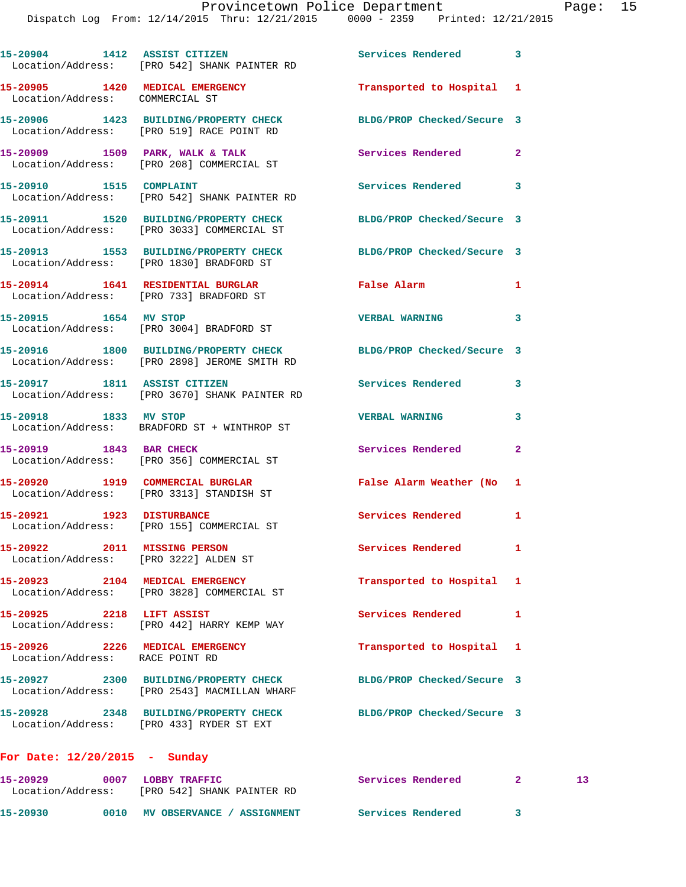15-20904 1412 ASSIST CITIZEN Services Rendered 3
Location/Address: [PRO 542] SHANK PAINTER RD

15-20905 1420 MEDICAL EMERGENCY Transported to Hospital 1
Location/Address: COMMERCIAL ST

15-20906 1423 BUILDING/PROPERTY CHECK BLDG/PROP Checked/Secure 3
Location/Address: [PRO 519] RACE POINT RD

15-20909 1509 PARK, WALK & TALK Services Rendered 2
Location/Address: [PRO 208] COMMERCIAL ST

15-20910 1515 COMPLAINT Services Rendered 3
Location/Address: [PRO 542] SHANK PAINTER RD

15-20911 1520 BUILDING/PROPERTY CHECK BLDG/PROP Checked/Secure 3
Location/Address: [PRO 3033] COMMERCIAL ST

15-20913 1553 BUILDING/PROPERTY CHECK BLDG/PROP Checked/Secure 3
Location/Address: [PRO 1830] BRADFORD ST

15-20914 1641 RESIDENTIAL BURGLAR False Alarm 1
Location/Address: [PRO 733] BRADFORD ST

15-20915 1654 MV STOP VERBAL WARNING 3
Location/Address: [PRO 3004] BRADFORD ST

15-20916 1800 BUILDING/PROPERTY CHECK BLDG/PROP Checked/Secure 3
Location/Address: [PRO 2898] JEROME SMITH RD

15-20917 1811 ASSIST CITIZEN Services Rendered 3
Location/Address: [PRO 3670] SHANK PAINTER RD

15-20918 1833 MV STOP VERBAL WARNING 3
Location/Address: BRADFORD ST + WINTHROP ST

15-20919 1843 BAR CHECK Services Rendered 2
Location/Address: [PRO 356] COMMERCIAL ST

15-20920 1919 COMMERCIAL BURGLAR False Alarm Weather (No 1
Location/Address: [PRO 3313] STANDISH ST

15-20921 1923 DISTURBANCE Services Rendered 1
Location/Address: [PRO 155] COMMERCIAL ST

15-20922 2011 MISSING PERSON Services Rendered 1
Location/Address: [PRO 3222] ALDEN ST

15-20923 2104 MEDICAL EMERGENCY Transported to Hospital 1
Location/Address: [PRO 3828] COMMERCIAL ST

15-20925 2218 LIFT ASSIST Services Rendered 1
Location/Address: [PRO 442] HARRY KEMP WAY

15-20926 2226 MEDICAL EMERGENCY Transported to Hospital 1
Location/Address: RACE POINT RD

15-20927 2300 BUILDING/PROPERTY CHECK BLDG/PROP Checked/Secure 3
Location/Address: [PRO 2543] MACMILLAN WHARF

15-20928 2348 BUILDING/PROPERTY CHECK BLDG/PROP Checked/Secure 3
Location/Address: [PRO 433] RYDER ST EXT

**For Date: 12/20/2015 - Sunday**

15-20929 0007 LOBBY TRAFFIC Services Rendered 2 13
Location/Address: [PRO 542] SHANK PAINTER RD

15-20930 0010 MV OBSERVANCE / ASSIGNMENT Services Rendered 3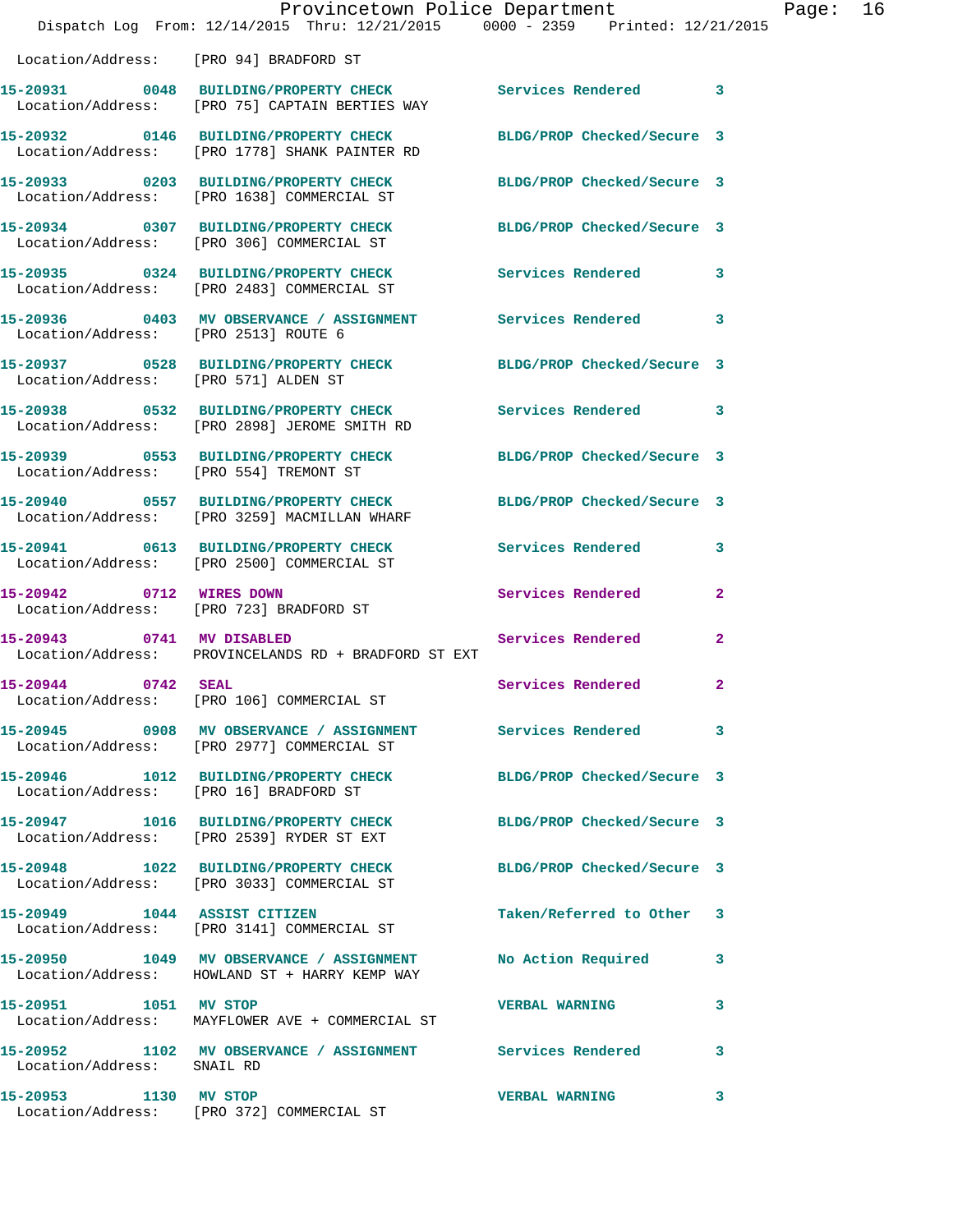Location/Address: [PRO 94] BRADFORD ST

| Call Number | Time | Call Reason | Action | Priority |
|---|---|---|---|---|
| 15-20931 | 0048 | BUILDING/PROPERTY CHECK | Services Rendered | 3 |
| Location/Address: [PRO 75] CAPTAIN BERTIES WAY | | | | |
| 15-20932 | 0146 | BUILDING/PROPERTY CHECK | BLDG/PROP Checked/Secure | 3 |
| Location/Address: [PRO 1778] SHANK PAINTER RD | | | | |
| 15-20933 | 0203 | BUILDING/PROPERTY CHECK | BLDG/PROP Checked/Secure | 3 |
| Location/Address: [PRO 1638] COMMERCIAL ST | | | | |
| 15-20934 | 0307 | BUILDING/PROPERTY CHECK | BLDG/PROP Checked/Secure | 3 |
| Location/Address: [PRO 306] COMMERCIAL ST | | | | |
| 15-20935 | 0324 | BUILDING/PROPERTY CHECK | Services Rendered | 3 |
| Location/Address: [PRO 2483] COMMERCIAL ST | | | | |
| 15-20936 | 0403 | MV OBSERVANCE / ASSIGNMENT | Services Rendered | 3 |
| Location/Address: [PRO 2513] ROUTE 6 | | | | |
| 15-20937 | 0528 | BUILDING/PROPERTY CHECK | BLDG/PROP Checked/Secure | 3 |
| Location/Address: [PRO 571] ALDEN ST | | | | |
| 15-20938 | 0532 | BUILDING/PROPERTY CHECK | Services Rendered | 3 |
| Location/Address: [PRO 2898] JEROME SMITH RD | | | | |
| 15-20939 | 0553 | BUILDING/PROPERTY CHECK | BLDG/PROP Checked/Secure | 3 |
| Location/Address: [PRO 554] TREMONT ST | | | | |
| 15-20940 | 0557 | BUILDING/PROPERTY CHECK | BLDG/PROP Checked/Secure | 3 |
| Location/Address: [PRO 3259] MACMILLAN WHARF | | | | |
| 15-20941 | 0613 | BUILDING/PROPERTY CHECK | Services Rendered | 3 |
| Location/Address: [PRO 2500] COMMERCIAL ST | | | | |
| 15-20942 | 0712 | WIRES DOWN | Services Rendered | 2 |
| Location/Address: [PRO 723] BRADFORD ST | | | | |
| 15-20943 | 0741 | MV DISABLED | Services Rendered | 2 |
| Location/Address: PROVINCELANDS RD + BRADFORD ST EXT | | | | |
| 15-20944 | 0742 | SEAL | Services Rendered | 2 |
| Location/Address: [PRO 106] COMMERCIAL ST | | | | |
| 15-20945 | 0908 | MV OBSERVANCE / ASSIGNMENT | Services Rendered | 3 |
| Location/Address: [PRO 2977] COMMERCIAL ST | | | | |
| 15-20946 | 1012 | BUILDING/PROPERTY CHECK | BLDG/PROP Checked/Secure | 3 |
| Location/Address: [PRO 16] BRADFORD ST | | | | |
| 15-20947 | 1016 | BUILDING/PROPERTY CHECK | BLDG/PROP Checked/Secure | 3 |
| Location/Address: [PRO 2539] RYDER ST EXT | | | | |
| 15-20948 | 1022 | BUILDING/PROPERTY CHECK | BLDG/PROP Checked/Secure | 3 |
| Location/Address: [PRO 3033] COMMERCIAL ST | | | | |
| 15-20949 | 1044 | ASSIST CITIZEN | Taken/Referred to Other | 3 |
| Location/Address: [PRO 3141] COMMERCIAL ST | | | | |
| 15-20950 | 1049 | MV OBSERVANCE / ASSIGNMENT | No Action Required | 3 |
| Location/Address: HOWLAND ST + HARRY KEMP WAY | | | | |
| 15-20951 | 1051 | MV STOP | VERBAL WARNING | 3 |
| Location/Address: MAYFLOWER AVE + COMMERCIAL ST | | | | |
| 15-20952 | 1102 | MV OBSERVANCE / ASSIGNMENT | Services Rendered | 3 |
| Location/Address: SNAIL RD | | | | |
| 15-20953 | 1130 | MV STOP | VERBAL WARNING | 3 |
| Location/Address: [PRO 372] COMMERCIAL ST | | | | |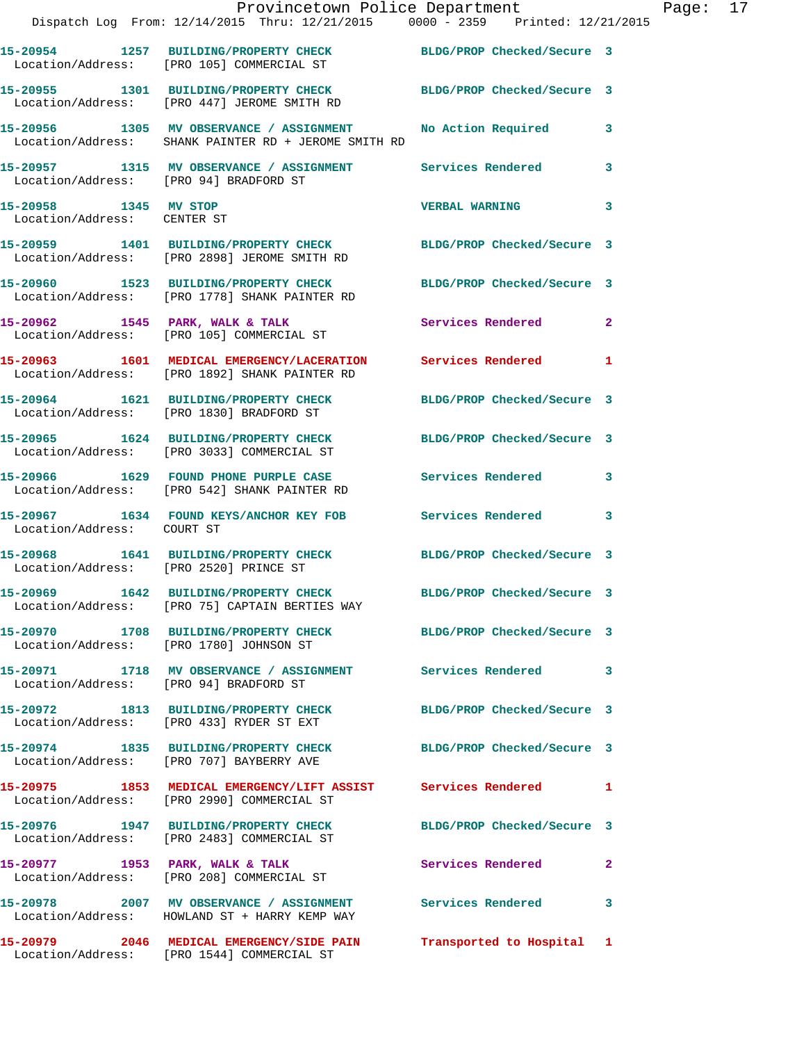15-20954 1257 BUILDING/PROPERTY CHECK BLDG/PROP Checked/Secure 3
Location/Address: [PRO 105] COMMERCIAL ST

15-20955 1301 BUILDING/PROPERTY CHECK BLDG/PROP Checked/Secure 3
Location/Address: [PRO 447] JEROME SMITH RD

15-20956 1305 MV OBSERVANCE / ASSIGNMENT No Action Required 3
Location/Address: SHANK PAINTER RD + JEROME SMITH RD

15-20957 1315 MV OBSERVANCE / ASSIGNMENT Services Rendered 3
Location/Address: [PRO 94] BRADFORD ST

15-20958 1345 MV STOP VERBAL WARNING 3
Location/Address: CENTER ST

15-20959 1401 BUILDING/PROPERTY CHECK BLDG/PROP Checked/Secure 3
Location/Address: [PRO 2898] JEROME SMITH RD

15-20960 1523 BUILDING/PROPERTY CHECK BLDG/PROP Checked/Secure 3
Location/Address: [PRO 1778] SHANK PAINTER RD

15-20962 1545 PARK, WALK & TALK Services Rendered 2
Location/Address: [PRO 105] COMMERCIAL ST

15-20963 1601 MEDICAL EMERGENCY/LACERATION Services Rendered 1
Location/Address: [PRO 1892] SHANK PAINTER RD

15-20964 1621 BUILDING/PROPERTY CHECK BLDG/PROP Checked/Secure 3
Location/Address: [PRO 1830] BRADFORD ST

15-20965 1624 BUILDING/PROPERTY CHECK BLDG/PROP Checked/Secure 3
Location/Address: [PRO 3033] COMMERCIAL ST

15-20966 1629 FOUND PHONE PURPLE CASE Services Rendered 3
Location/Address: [PRO 542] SHANK PAINTER RD

15-20967 1634 FOUND KEYS/ANCHOR KEY FOB Services Rendered 3
Location/Address: COURT ST

15-20968 1641 BUILDING/PROPERTY CHECK BLDG/PROP Checked/Secure 3
Location/Address: [PRO 2520] PRINCE ST

15-20969 1642 BUILDING/PROPERTY CHECK BLDG/PROP Checked/Secure 3
Location/Address: [PRO 75] CAPTAIN BERTIES WAY

15-20970 1708 BUILDING/PROPERTY CHECK BLDG/PROP Checked/Secure 3
Location/Address: [PRO 1780] JOHNSON ST

15-20971 1718 MV OBSERVANCE / ASSIGNMENT Services Rendered 3
Location/Address: [PRO 94] BRADFORD ST

15-20972 1813 BUILDING/PROPERTY CHECK BLDG/PROP Checked/Secure 3
Location/Address: [PRO 433] RYDER ST EXT

15-20974 1835 BUILDING/PROPERTY CHECK BLDG/PROP Checked/Secure 3
Location/Address: [PRO 707] BAYBERRY AVE

15-20975 1853 MEDICAL EMERGENCY/LIFT ASSIST Services Rendered 1
Location/Address: [PRO 2990] COMMERCIAL ST

15-20976 1947 BUILDING/PROPERTY CHECK BLDG/PROP Checked/Secure 3
Location/Address: [PRO 2483] COMMERCIAL ST

15-20977 1953 PARK, WALK & TALK Services Rendered 2
Location/Address: [PRO 208] COMMERCIAL ST

15-20978 2007 MV OBSERVANCE / ASSIGNMENT Services Rendered 3
Location/Address: HOWLAND ST + HARRY KEMP WAY

15-20979 2046 MEDICAL EMERGENCY/SIDE PAIN Transported to Hospital 1
Location/Address: [PRO 1544] COMMERCIAL ST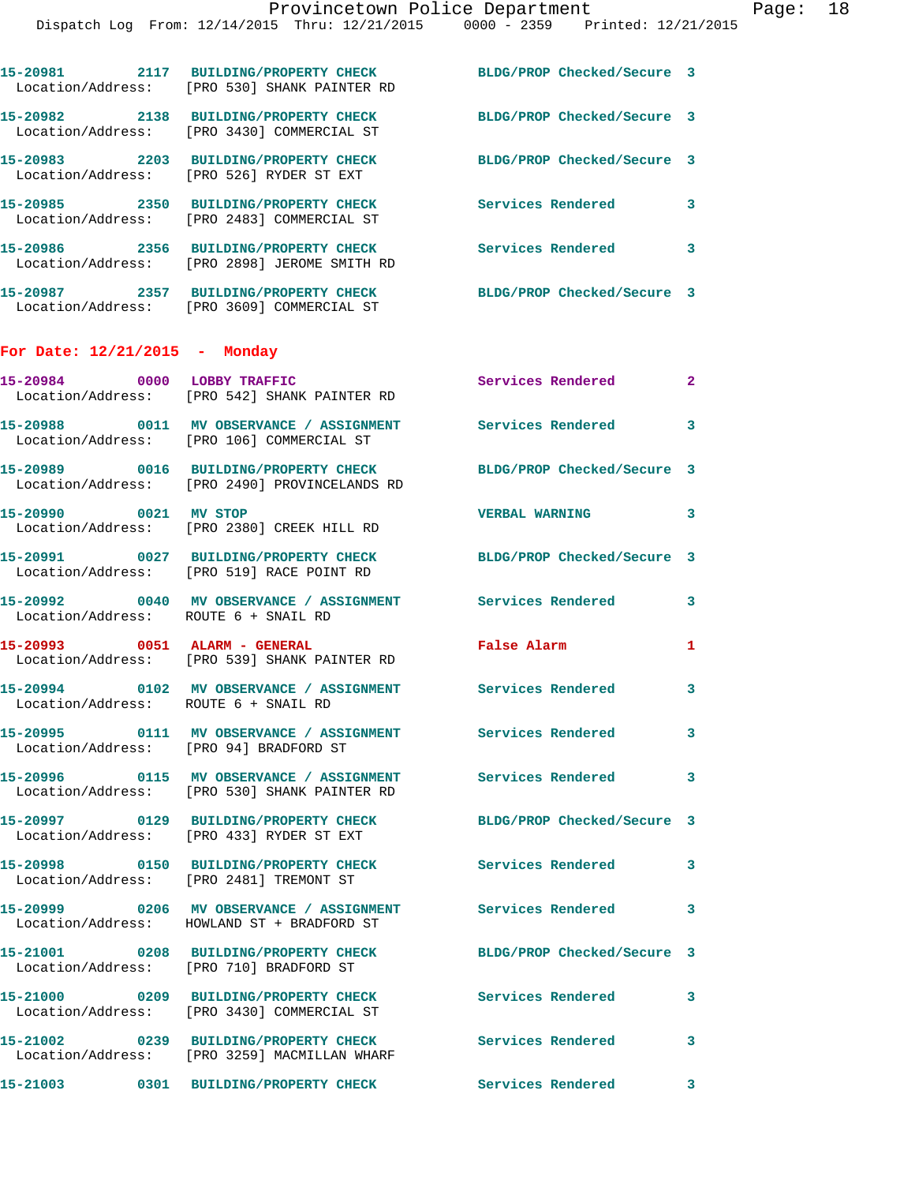15-20981 2117 BUILDING/PROPERTY CHECK BLDG/PROP Checked/Secure 3
Location/Address: [PRO 530] SHANK PAINTER RD

15-20982 2138 BUILDING/PROPERTY CHECK BLDG/PROP Checked/Secure 3
Location/Address: [PRO 3430] COMMERCIAL ST

15-20983 2203 BUILDING/PROPERTY CHECK BLDG/PROP Checked/Secure 3
Location/Address: [PRO 526] RYDER ST EXT

15-20985 2350 BUILDING/PROPERTY CHECK Services Rendered 3
Location/Address: [PRO 2483] COMMERCIAL ST

15-20986 2356 BUILDING/PROPERTY CHECK Services Rendered 3
Location/Address: [PRO 2898] JEROME SMITH RD

15-20987 2357 BUILDING/PROPERTY CHECK BLDG/PROP Checked/Secure 3
Location/Address: [PRO 3609] COMMERCIAL ST

**For Date: 12/21/2015 - Monday**

15-20984 0000 LOBBY TRAFFIC Services Rendered 2
Location/Address: [PRO 542] SHANK PAINTER RD

15-20988 0011 MV OBSERVANCE / ASSIGNMENT Services Rendered 3
Location/Address: [PRO 106] COMMERCIAL ST

15-20989 0016 BUILDING/PROPERTY CHECK BLDG/PROP Checked/Secure 3
Location/Address: [PRO 2490] PROVINCELANDS RD

15-20990 0021 MV STOP VERBAL WARNING 3
Location/Address: [PRO 2380] CREEK HILL RD

15-20991 0027 BUILDING/PROPERTY CHECK BLDG/PROP Checked/Secure 3
Location/Address: [PRO 519] RACE POINT RD

15-20992 0040 MV OBSERVANCE / ASSIGNMENT Services Rendered 3
Location/Address: ROUTE 6 + SNAIL RD

15-20993 0051 ALARM - GENERAL False Alarm 1
Location/Address: [PRO 539] SHANK PAINTER RD

15-20994 0102 MV OBSERVANCE / ASSIGNMENT Services Rendered 3
Location/Address: ROUTE 6 + SNAIL RD

15-20995 0111 MV OBSERVANCE / ASSIGNMENT Services Rendered 3
Location/Address: [PRO 94] BRADFORD ST

15-20996 0115 MV OBSERVANCE / ASSIGNMENT Services Rendered 3
Location/Address: [PRO 530] SHANK PAINTER RD

15-20997 0129 BUILDING/PROPERTY CHECK BLDG/PROP Checked/Secure 3
Location/Address: [PRO 433] RYDER ST EXT

15-20998 0150 BUILDING/PROPERTY CHECK Services Rendered 3
Location/Address: [PRO 2481] TREMONT ST

15-20999 0206 MV OBSERVANCE / ASSIGNMENT Services Rendered 3
Location/Address: HOWLAND ST + BRADFORD ST

15-21001 0208 BUILDING/PROPERTY CHECK BLDG/PROP Checked/Secure 3
Location/Address: [PRO 710] BRADFORD ST

15-21000 0209 BUILDING/PROPERTY CHECK Services Rendered 3
Location/Address: [PRO 3430] COMMERCIAL ST

15-21002 0239 BUILDING/PROPERTY CHECK Services Rendered 3
Location/Address: [PRO 3259] MACMILLAN WHARF

15-21003 0301 BUILDING/PROPERTY CHECK Services Rendered 3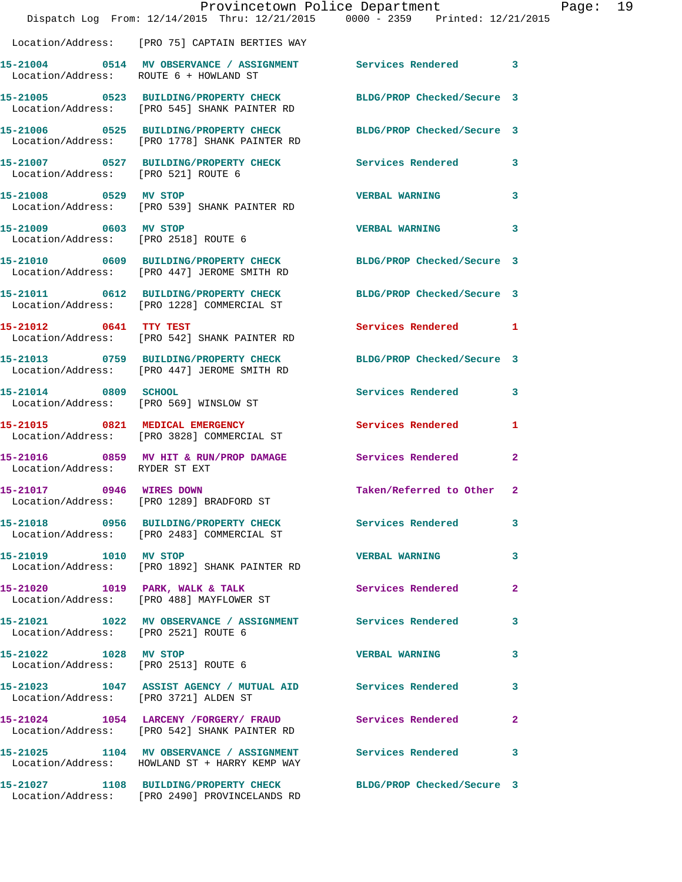Location/Address: [PRO 75] CAPTAIN BERTIES WAY

15-21004 0514 MV OBSERVANCE / ASSIGNMENT Services Rendered 3
Location/Address: ROUTE 6 + HOWLAND ST

15-21005 0523 BUILDING/PROPERTY CHECK BLDG/PROP Checked/Secure 3
Location/Address: [PRO 545] SHANK PAINTER RD

15-21006 0525 BUILDING/PROPERTY CHECK BLDG/PROP Checked/Secure 3
Location/Address: [PRO 1778] SHANK PAINTER RD

15-21007 0527 BUILDING/PROPERTY CHECK Services Rendered 3
Location/Address: [PRO 521] ROUTE 6

15-21008 0529 MV STOP VERBAL WARNING 3
Location/Address: [PRO 539] SHANK PAINTER RD

15-21009 0603 MV STOP VERBAL WARNING 3
Location/Address: [PRO 2518] ROUTE 6

15-21010 0609 BUILDING/PROPERTY CHECK BLDG/PROP Checked/Secure 3
Location/Address: [PRO 447] JEROME SMITH RD

15-21011 0612 BUILDING/PROPERTY CHECK BLDG/PROP Checked/Secure 3
Location/Address: [PRO 1228] COMMERCIAL ST

15-21012 0641 TTY TEST Services Rendered 1
Location/Address: [PRO 542] SHANK PAINTER RD

15-21013 0759 BUILDING/PROPERTY CHECK BLDG/PROP Checked/Secure 3
Location/Address: [PRO 447] JEROME SMITH RD

15-21014 0809 SCHOOL Services Rendered 3
Location/Address: [PRO 569] WINSLOW ST

15-21015 0821 MEDICAL EMERGENCY Services Rendered 1
Location/Address: [PRO 3828] COMMERCIAL ST

15-21016 0859 MV HIT & RUN/PROP DAMAGE Services Rendered 2
Location/Address: RYDER ST EXT

15-21017 0946 WIRES DOWN Taken/Referred to Other 2
Location/Address: [PRO 1289] BRADFORD ST

15-21018 0956 BUILDING/PROPERTY CHECK Services Rendered 3
Location/Address: [PRO 2483] COMMERCIAL ST

15-21019 1010 MV STOP VERBAL WARNING 3
Location/Address: [PRO 1892] SHANK PAINTER RD

15-21020 1019 PARK, WALK & TALK Services Rendered 2
Location/Address: [PRO 488] MAYFLOWER ST

15-21021 1022 MV OBSERVANCE / ASSIGNMENT Services Rendered 3
Location/Address: [PRO 2521] ROUTE 6

15-21022 1028 MV STOP VERBAL WARNING 3
Location/Address: [PRO 2513] ROUTE 6

15-21023 1047 ASSIST AGENCY / MUTUAL AID Services Rendered 3
Location/Address: [PRO 3721] ALDEN ST

15-21024 1054 LARCENY /FORGERY/ FRAUD Services Rendered 2
Location/Address: [PRO 542] SHANK PAINTER RD

15-21025 1104 MV OBSERVANCE / ASSIGNMENT Services Rendered 3
Location/Address: HOWLAND ST + HARRY KEMP WAY

15-21027 1108 BUILDING/PROPERTY CHECK BLDG/PROP Checked/Secure 3
Location/Address: [PRO 2490] PROVINCELANDS RD